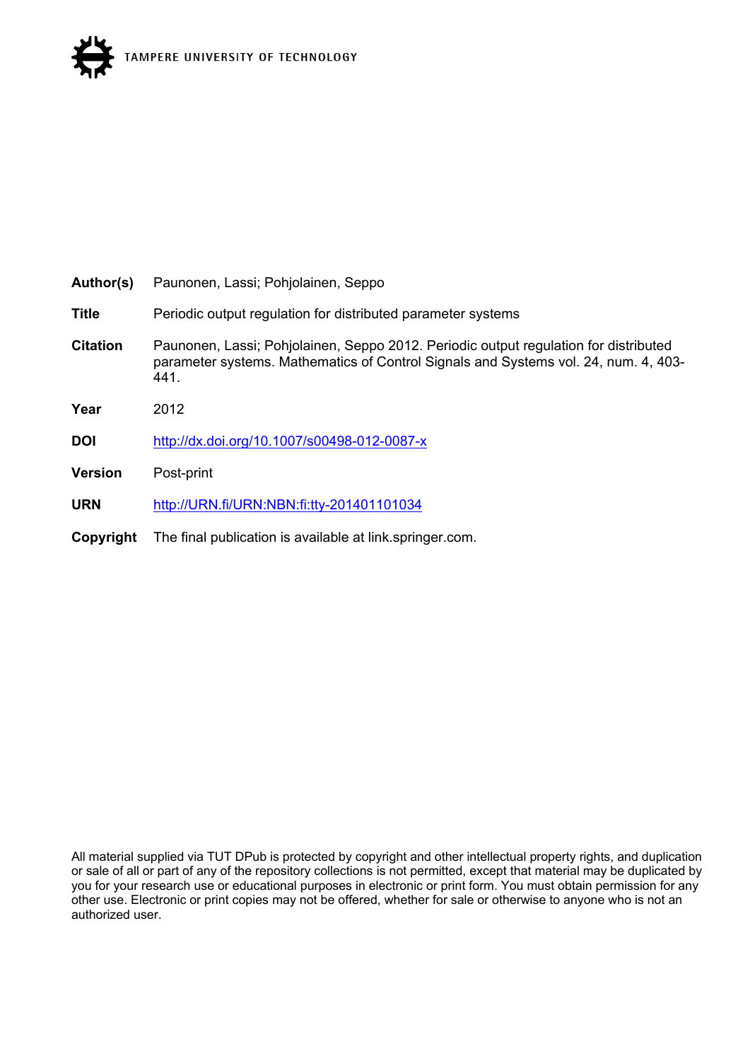TAMPERE UNIVERSITY OF TECHNOLOGY

| | |
|---|---|
| **Author(s)** | Paunonen, Lassi; Pohjolainen, Seppo |
| **Title** | Periodic output regulation for distributed parameter systems |
| **Citation** | Paunonen, Lassi; Pohjolainen, Seppo 2012. Periodic output regulation for distributed parameter systems. Mathematics of Control Signals and Systems vol. 24, num. 4, 403-441. |
| **Year** | 2012 |
| **DOI** | http://dx.doi.org/10.1007/s00498-012-0087-x |
| **Version** | Post-print |
| **URN** | http://URN.fi/URN:NBN:fi:tty-201401101034 |
| **Copyright** | The final publication is available at link.springer.com. |

All material supplied via TUT DPub is protected by copyright and other intellectual property rights, and duplication or sale of all or part of any of the repository collections is not permitted, except that material may be duplicated by you for your research use or educational purposes in electronic or print form. You must obtain permission for any other use. Electronic or print copies may not be offered, whether for sale or otherwise to anyone who is not an authorized user.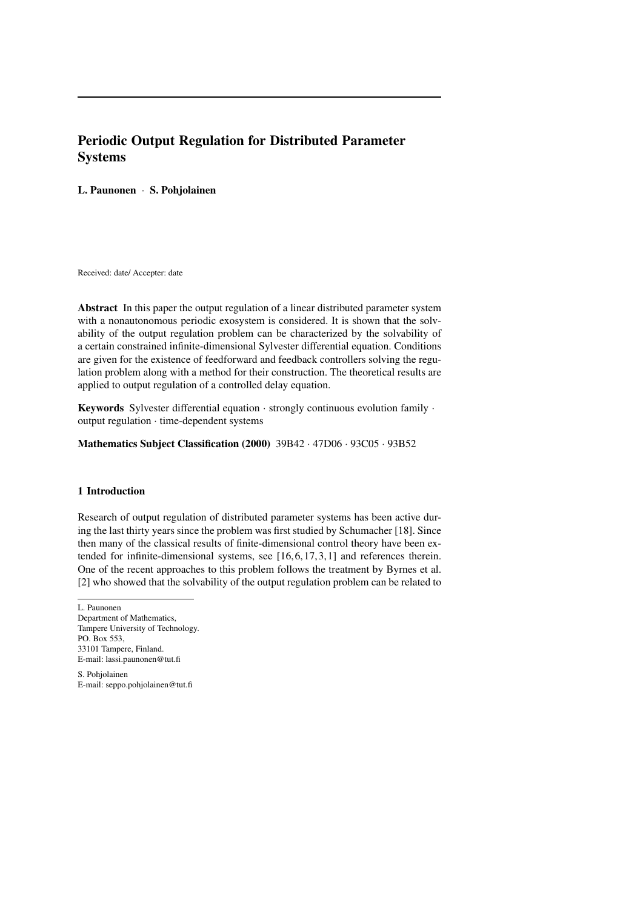# Periodic Output Regulation for Distributed Parameter Systems

**L. Paunonen** · **S. Pohjolainen**

Received: date/ Accepter: date

**Abstract** In this paper the output regulation of a linear distributed parameter system with a nonautonomous periodic exosystem is considered. It is shown that the solvability of the output regulation problem can be characterized by the solvability of a certain constrained infinite-dimensional Sylvester differential equation. Conditions are given for the existence of feedforward and feedback controllers solving the regulation problem along with a method for their construction. The theoretical results are applied to output regulation of a controlled delay equation.

**Keywords** Sylvester differential equation · strongly continuous evolution family · output regulation · time-dependent systems

**Mathematics Subject Classification (2000)** 39B42 · 47D06 · 93C05 · 93B52

## 1 Introduction

Research of output regulation of distributed parameter systems has been active during the last thirty years since the problem was first studied by Schumacher [18]. Since then many of the classical results of finite-dimensional control theory have been extended for infinite-dimensional systems, see [16, 6, 17, 3, 1] and references therein. One of the recent approaches to this problem follows the treatment by Byrnes et al. [2] who showed that the solvability of the output regulation problem can be related to

---

L. Paunonen
Department of Mathematics,
Tampere University of Technology.
PO. Box 553,
33101 Tampere, Finland.
E-mail: lassi.paunonen@tut.fi

S. Pohjolainen
E-mail: seppo.pohjolainen@tut.fi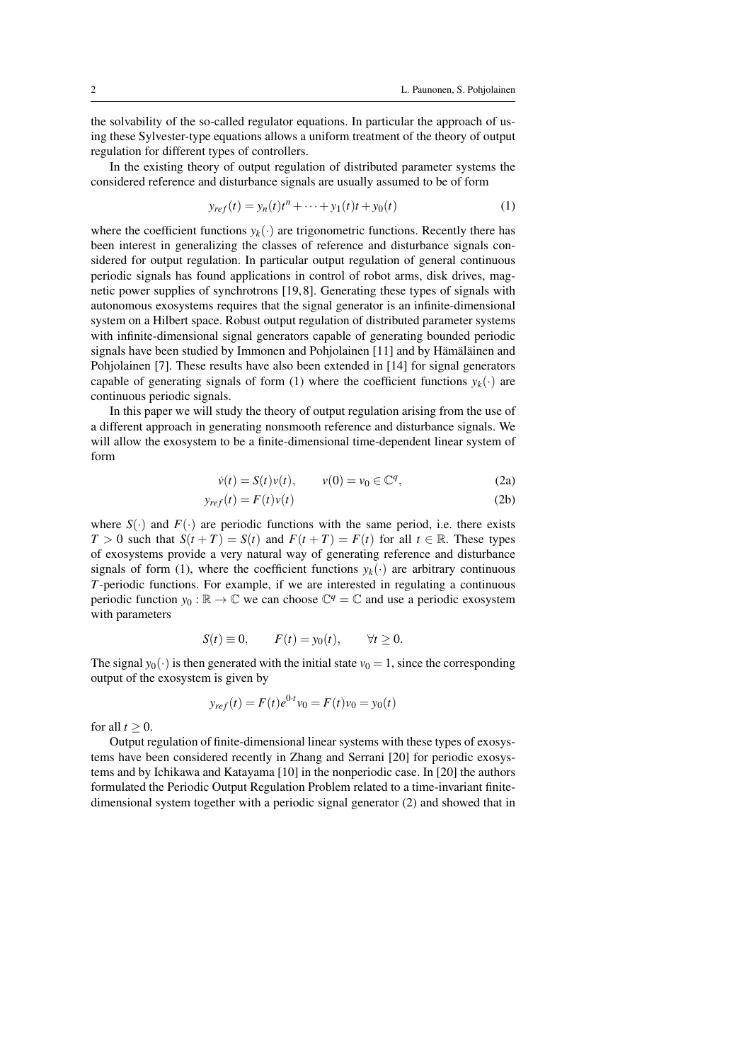the solvability of the so-called regulator equations. In particular the approach of using these Sylvester-type equations allows a uniform treatment of the theory of output regulation for different types of controllers.

In the existing theory of output regulation of distributed parameter systems the considered reference and disturbance signals are usually assumed to be of form

$$y_{ref}(t) = y_n(t)t^n + \cdots + y_1(t)t + y_0(t) \tag{1}$$

where the coefficient functions $y_k(\cdot)$ are trigonometric functions. Recently there has been interest in generalizing the classes of reference and disturbance signals considered for output regulation. In particular output regulation of general continuous periodic signals has found applications in control of robot arms, disk drives, magnetic power supplies of synchrotrons [19, 8]. Generating these types of signals with autonomous exosystems requires that the signal generator is an infinite-dimensional system on a Hilbert space. Robust output regulation of distributed parameter systems with infinite-dimensional signal generators capable of generating bounded periodic signals have been studied by Immonen and Pohjolainen [11] and by Hämäläinen and Pohjolainen [7]. These results have also been extended in [14] for signal generators capable of generating signals of form (1) where the coefficient functions $y_k(\cdot)$ are continuous periodic signals.

In this paper we will study the theory of output regulation arising from the use of a different approach in generating nonsmooth reference and disturbance signals. We will allow the exosystem to be a finite-dimensional time-dependent linear system of form

$$\dot{v}(t) = S(t)v(t), \qquad v(0) = v_0 \in \mathbb{C}^q, \tag{2a}$$

$$y_{ref}(t) = F(t)v(t) \tag{2b}$$

where $S(\cdot)$ and $F(\cdot)$ are periodic functions with the same period, i.e. there exists $T > 0$ such that $S(t+T) = S(t)$ and $F(t+T) = F(t)$ for all $t \in \mathbb{R}$. These types of exosystems provide a very natural way of generating reference and disturbance signals of form (1), where the coefficient functions $y_k(\cdot)$ are arbitrary continuous $T$-periodic functions. For example, if we are interested in regulating a continuous periodic function $y_0 : \mathbb{R} \to \mathbb{C}$ we can choose $\mathbb{C}^q = \mathbb{C}$ and use a periodic exosystem with parameters

$$S(t) \equiv 0, \qquad F(t) = y_0(t), \qquad \forall t \geq 0.$$

The signal $y_0(\cdot)$ is then generated with the initial state $v_0 = 1$, since the corresponding output of the exosystem is given by

$$y_{ref}(t) = F(t)e^{0 \cdot t}v_0 = F(t)v_0 = y_0(t)$$

for all $t \geq 0$.

Output regulation of finite-dimensional linear systems with these types of exosystems have been considered recently in Zhang and Serrani [20] for periodic exosystems and by Ichikawa and Katayama [10] in the nonperiodic case. In [20] the authors formulated the Periodic Output Regulation Problem related to a time-invariant finite-dimensional system together with a periodic signal generator (2) and showed that in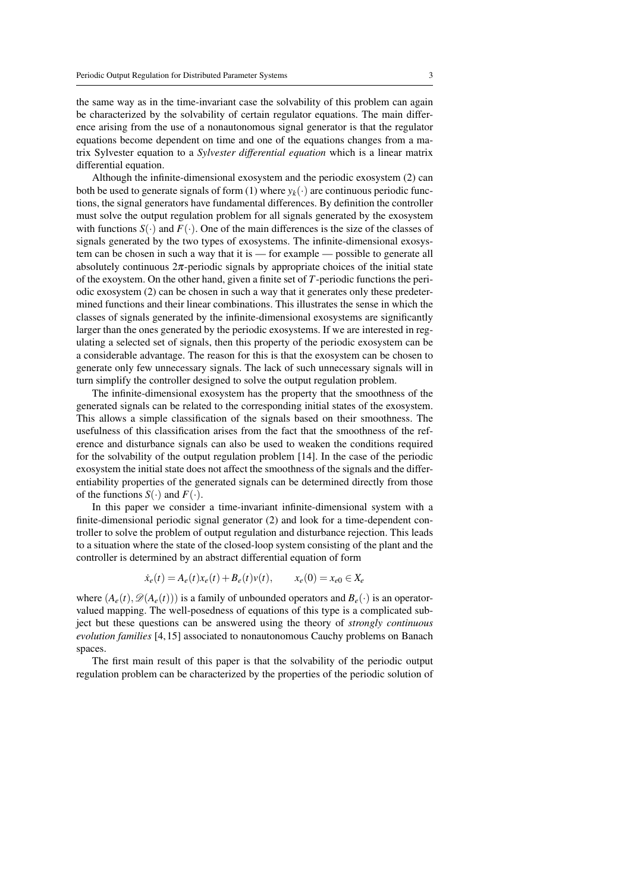the same way as in the time-invariant case the solvability of this problem can again be characterized by the solvability of certain regulator equations. The main difference arising from the use of a nonautonomous signal generator is that the regulator equations become dependent on time and one of the equations changes from a matrix Sylvester equation to a *Sylvester differential equation* which is a linear matrix differential equation.

Although the infinite-dimensional exosystem and the periodic exosystem (2) can both be used to generate signals of form (1) where $y_k(\cdot)$ are continuous periodic functions, the signal generators have fundamental differences. By definition the controller must solve the output regulation problem for all signals generated by the exosystem with functions $S(\cdot)$ and $F(\cdot)$. One of the main differences is the size of the classes of signals generated by the two types of exosystems. The infinite-dimensional exosystem can be chosen in such a way that it is — for example — possible to generate all absolutely continuous $2\pi$-periodic signals by appropriate choices of the initial state of the exoystem. On the other hand, given a finite set of $T$-periodic functions the periodic exosystem (2) can be chosen in such a way that it generates only these predetermined functions and their linear combinations. This illustrates the sense in which the classes of signals generated by the infinite-dimensional exosystems are significantly larger than the ones generated by the periodic exosystems. If we are interested in regulating a selected set of signals, then this property of the periodic exosystem can be a considerable advantage. The reason for this is that the exosystem can be chosen to generate only few unnecessary signals. The lack of such unnecessary signals will in turn simplify the controller designed to solve the output regulation problem.

The infinite-dimensional exosystem has the property that the smoothness of the generated signals can be related to the corresponding initial states of the exosystem. This allows a simple classification of the signals based on their smoothness. The usefulness of this classification arises from the fact that the smoothness of the reference and disturbance signals can also be used to weaken the conditions required for the solvability of the output regulation problem [14]. In the case of the periodic exosystem the initial state does not affect the smoothness of the signals and the differentiability properties of the generated signals can be determined directly from those of the functions $S(\cdot)$ and $F(\cdot)$.

In this paper we consider a time-invariant infinite-dimensional system with a finite-dimensional periodic signal generator (2) and look for a time-dependent controller to solve the problem of output regulation and disturbance rejection. This leads to a situation where the state of the closed-loop system consisting of the plant and the controller is determined by an abstract differential equation of form

$$\dot{x}_e(t) = A_e(t)x_e(t) + B_e(t)v(t), \qquad x_e(0) = x_{e0} \in X_e$$

where $(A_e(t), \mathscr{D}(A_e(t)))$ is a family of unbounded operators and $B_e(\cdot)$ is an operator-valued mapping. The well-posedness of equations of this type is a complicated subject but these questions can be answered using the theory of *strongly continuous evolution families* [4,15] associated to nonautonomous Cauchy problems on Banach spaces.

The first main result of this paper is that the solvability of the periodic output regulation problem can be characterized by the properties of the periodic solution of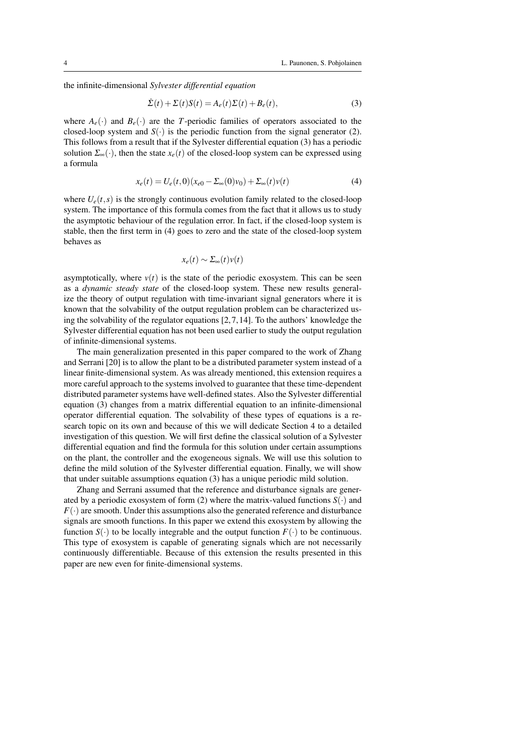the infinite-dimensional *Sylvester differential equation*

$$\dot{\Sigma}(t) + \Sigma(t)S(t) = A_e(t)\Sigma(t) + B_e(t), \tag{3}$$

where $A_e(\cdot)$ and $B_e(\cdot)$ are the $T$-periodic families of operators associated to the closed-loop system and $S(\cdot)$ is the periodic function from the signal generator (2). This follows from a result that if the Sylvester differential equation (3) has a periodic solution $\Sigma_\infty(\cdot)$, then the state $x_e(t)$ of the closed-loop system can be expressed using a formula

$$x_e(t) = U_e(t,0)(x_{e0} - \Sigma_\infty(0)v_0) + \Sigma_\infty(t)v(t) \tag{4}$$

where $U_e(t,s)$ is the strongly continuous evolution family related to the closed-loop system. The importance of this formula comes from the fact that it allows us to study the asymptotic behaviour of the regulation error. In fact, if the closed-loop system is stable, then the first term in (4) goes to zero and the state of the closed-loop system behaves as

$$x_e(t) \sim \Sigma_\infty(t)v(t)$$

asymptotically, where $v(t)$ is the state of the periodic exosystem. This can be seen as a *dynamic steady state* of the closed-loop system. These new results generalize the theory of output regulation with time-invariant signal generators where it is known that the solvability of the output regulation problem can be characterized using the solvability of the regulator equations [2, 7, 14]. To the authors' knowledge the Sylvester differential equation has not been used earlier to study the output regulation of infinite-dimensional systems.

The main generalization presented in this paper compared to the work of Zhang and Serrani [20] is to allow the plant to be a distributed parameter system instead of a linear finite-dimensional system. As was already mentioned, this extension requires a more careful approach to the systems involved to guarantee that these time-dependent distributed parameter systems have well-defined states. Also the Sylvester differential equation (3) changes from a matrix differential equation to an infinite-dimensional operator differential equation. The solvability of these types of equations is a research topic on its own and because of this we will dedicate Section 4 to a detailed investigation of this question. We will first define the classical solution of a Sylvester differential equation and find the formula for this solution under certain assumptions on the plant, the controller and the exogeneous signals. We will use this solution to define the mild solution of the Sylvester differential equation. Finally, we will show that under suitable assumptions equation (3) has a unique periodic mild solution.

Zhang and Serrani assumed that the reference and disturbance signals are generated by a periodic exosystem of form (2) where the matrix-valued functions $S(\cdot)$ and $F(\cdot)$ are smooth. Under this assumptions also the generated reference and disturbance signals are smooth functions. In this paper we extend this exosystem by allowing the function $S(\cdot)$ to be locally integrable and the output function $F(\cdot)$ to be continuous. This type of exosystem is capable of generating signals which are not necessarily continuously differentiable. Because of this extension the results presented in this paper are new even for finite-dimensional systems.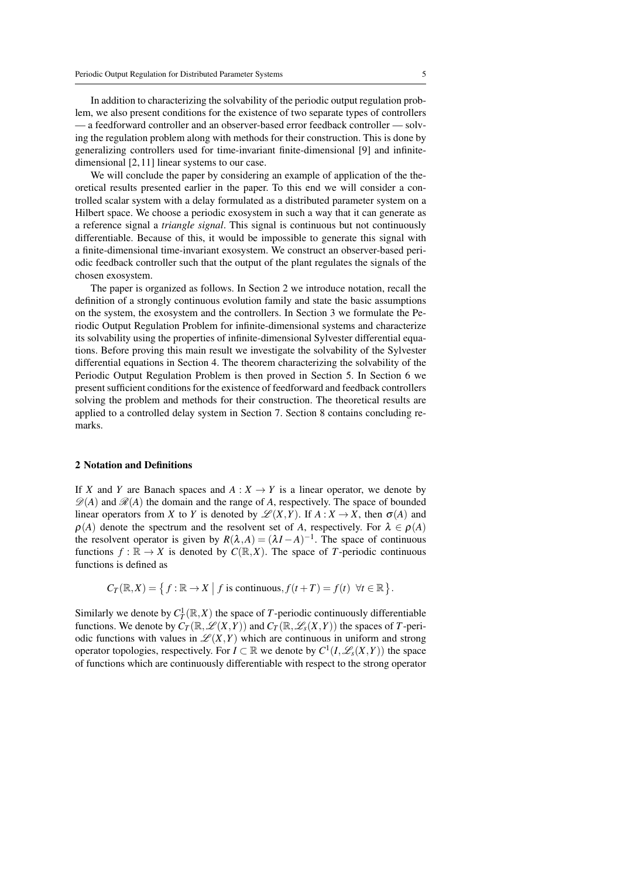In addition to characterizing the solvability of the periodic output regulation problem, we also present conditions for the existence of two separate types of controllers — a feedforward controller and an observer-based error feedback controller — solving the regulation problem along with methods for their construction. This is done by generalizing controllers used for time-invariant finite-dimensional [9] and infinite-dimensional [2, 11] linear systems to our case.

We will conclude the paper by considering an example of application of the theoretical results presented earlier in the paper. To this end we will consider a controlled scalar system with a delay formulated as a distributed parameter system on a Hilbert space. We choose a periodic exosystem in such a way that it can generate as a reference signal a *triangle signal*. This signal is continuous but not continuously differentiable. Because of this, it would be impossible to generate this signal with a finite-dimensional time-invariant exosystem. We construct an observer-based periodic feedback controller such that the output of the plant regulates the signals of the chosen exosystem.

The paper is organized as follows. In Section 2 we introduce notation, recall the definition of a strongly continuous evolution family and state the basic assumptions on the system, the exosystem and the controllers. In Section 3 we formulate the Periodic Output Regulation Problem for infinite-dimensional systems and characterize its solvability using the properties of infinite-dimensional Sylvester differential equations. Before proving this main result we investigate the solvability of the Sylvester differential equations in Section 4. The theorem characterizing the solvability of the Periodic Output Regulation Problem is then proved in Section 5. In Section 6 we present sufficient conditions for the existence of feedforward and feedback controllers solving the problem and methods for their construction. The theoretical results are applied to a controlled delay system in Section 7. Section 8 contains concluding remarks.

## 2 Notation and Definitions

If $X$ and $Y$ are Banach spaces and $A : X \to Y$ is a linear operator, we denote by $\mathscr{D}(A)$ and $\mathscr{R}(A)$ the domain and the range of $A$, respectively. The space of bounded linear operators from $X$ to $Y$ is denoted by $\mathscr{L}(X,Y)$. If $A : X \to X$, then $\sigma(A)$ and $\rho(A)$ denote the spectrum and the resolvent set of $A$, respectively. For $\lambda \in \rho(A)$ the resolvent operator is given by $R(\lambda, A) = (\lambda I - A)^{-1}$. The space of continuous functions $f : \mathbb{R} \to X$ is denoted by $C(\mathbb{R}, X)$. The space of $T$-periodic continuous functions is defined as

$$C_T(\mathbb{R}, X) = \left\{ f : \mathbb{R} \to X \;\middle|\; f \text{ is continuous}, f(t+T) = f(t) \;\; \forall t \in \mathbb{R} \right\}.$$

Similarly we denote by $C^1_T(\mathbb{R}, X)$ the space of $T$-periodic continuously differentiable functions. We denote by $C_T(\mathbb{R}, \mathscr{L}(X,Y))$ and $C_T(\mathbb{R}, \mathscr{L}_s(X,Y))$ the spaces of $T$-periodic functions with values in $\mathscr{L}(X,Y)$ which are continuous in uniform and strong operator topologies, respectively. For $I \subset \mathbb{R}$ we denote by $C^1(I, \mathscr{L}_s(X,Y))$ the space of functions which are continuously differentiable with respect to the strong operator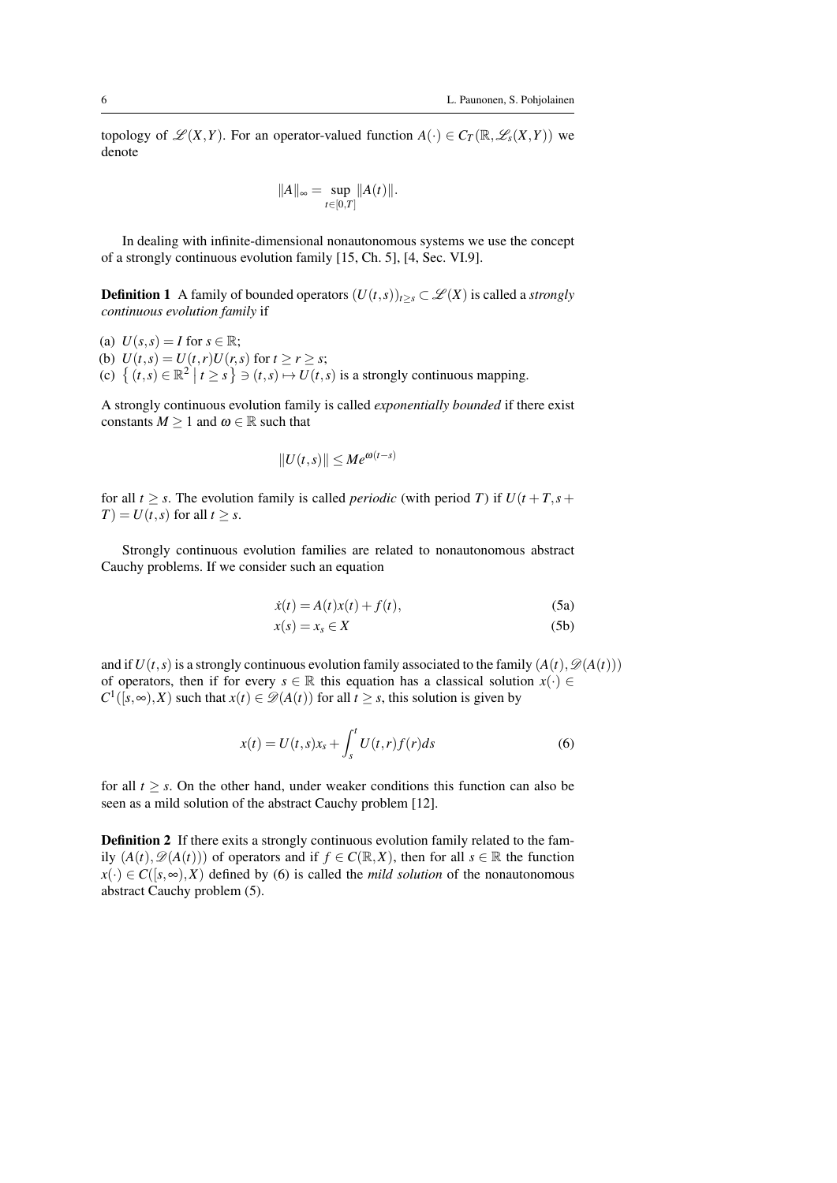topology of $\mathscr{L}(X,Y)$. For an operator-valued function $A(\cdot) \in C_T(\mathbb{R}, \mathscr{L}_s(X,Y))$ we denote

$$\|A\|_\infty = \sup_{t \in [0,T]} \|A(t)\|.$$

In dealing with infinite-dimensional nonautonomous systems we use the concept of a strongly continuous evolution family [15, Ch. 5], [4, Sec. VI.9].

**Definition 1** A family of bounded operators $(U(t,s))_{t \geq s} \subset \mathscr{L}(X)$ is called a *strongly continuous evolution family* if

(a) $U(s,s) = I$ for $s \in \mathbb{R}$;
(b) $U(t,s) = U(t,r)U(r,s)$ for $t \geq r \geq s$;
(c) $\left\{ (t,s) \in \mathbb{R}^2 \;\middle|\; t \geq s \right\} \ni (t,s) \mapsto U(t,s)$ is a strongly continuous mapping.

A strongly continuous evolution family is called *exponentially bounded* if there exist constants $M \geq 1$ and $\omega \in \mathbb{R}$ such that

$$\|U(t,s)\| \leq M e^{\omega(t-s)}$$

for all $t \geq s$. The evolution family is called *periodic* (with period $T$) if $U(t+T, s+T) = U(t,s)$ for all $t \geq s$.

Strongly continuous evolution families are related to nonautonomous abstract Cauchy problems. If we consider such an equation

$$\dot{x}(t) = A(t)x(t) + f(t), \tag{5a}$$

$$x(s) = x_s \in X \tag{5b}$$

and if $U(t,s)$ is a strongly continuous evolution family associated to the family $(A(t), \mathscr{D}(A(t)))$ of operators, then if for every $s \in \mathbb{R}$ this equation has a classical solution $x(\cdot) \in C^1([s,\infty), X)$ such that $x(t) \in \mathscr{D}(A(t))$ for all $t \geq s$, this solution is given by

$$x(t) = U(t,s)x_s + \int_s^t U(t,r)f(r)ds \tag{6}$$

for all $t \geq s$. On the other hand, under weaker conditions this function can also be seen as a mild solution of the abstract Cauchy problem [12].

**Definition 2** If there exits a strongly continuous evolution family related to the family $(A(t), \mathscr{D}(A(t)))$ of operators and if $f \in C(\mathbb{R}, X)$, then for all $s \in \mathbb{R}$ the function $x(\cdot) \in C([s,\infty), X)$ defined by (6) is called the *mild solution* of the nonautonomous abstract Cauchy problem (5).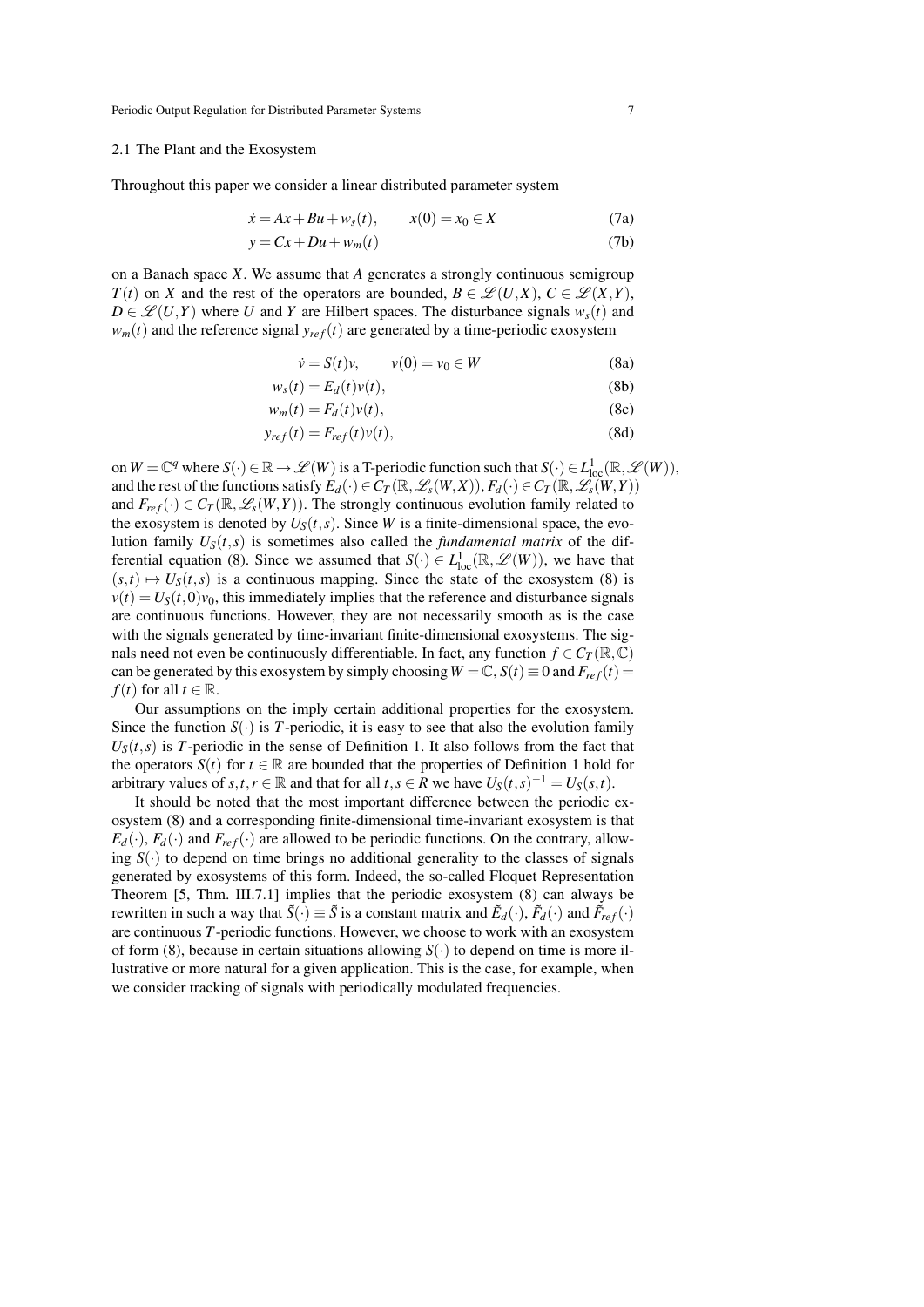### 2.1 The Plant and the Exosystem

Throughout this paper we consider a linear distributed parameter system

$$\dot{x} = Ax + Bu + w_s(t), \qquad x(0) = x_0 \in X \tag{7a}$$

$$y = Cx + Du + w_m(t) \tag{7b}$$

on a Banach space $X$. We assume that $A$ generates a strongly continuous semigroup $T(t)$ on $X$ and the rest of the operators are bounded, $B \in \mathscr{L}(U,X)$, $C \in \mathscr{L}(X,Y)$, $D \in \mathscr{L}(U,Y)$ where $U$ and $Y$ are Hilbert spaces. The disturbance signals $w_s(t)$ and $w_m(t)$ and the reference signal $y_{ref}(t)$ are generated by a time-periodic exosystem

$$\dot{v} = S(t)v, \qquad v(0) = v_0 \in W \tag{8a}$$

$$w_s(t) = E_d(t)v(t), \tag{8b}$$

$$w_m(t) = F_d(t)v(t), \tag{8c}$$

$$y_{ref}(t) = F_{ref}(t)v(t), \tag{8d}$$

on $W = \mathbb{C}^q$ where $S(\cdot) \in \mathbb{R} \to \mathscr{L}(W)$ is a T-periodic function such that $S(\cdot) \in L^1_{\text{loc}}(\mathbb{R}, \mathscr{L}(W))$, and the rest of the functions satisfy $E_d(\cdot) \in C_T(\mathbb{R}, \mathscr{L}_s(W,X))$, $F_d(\cdot) \in C_T(\mathbb{R}, \mathscr{L}_s(W,Y))$ and $F_{ref}(\cdot) \in C_T(\mathbb{R}, \mathscr{L}_s(W,Y))$. The strongly continuous evolution family related to the exosystem is denoted by $U_S(t,s)$. Since $W$ is a finite-dimensional space, the evolution family $U_S(t,s)$ is sometimes also called the *fundamental matrix* of the differential equation (8). Since we assumed that $S(\cdot) \in L^1_{\text{loc}}(\mathbb{R}, \mathscr{L}(W))$, we have that $(s,t) \mapsto U_S(t,s)$ is a continuous mapping. Since the state of the exosystem (8) is $v(t) = U_S(t,0)v_0$, this immediately implies that the reference and disturbance signals are continuous functions. However, they are not necessarily smooth as is the case with the signals generated by time-invariant finite-dimensional exosystems. The signals need not even be continuously differentiable. In fact, any function $f \in C_T(\mathbb{R}, \mathbb{C})$ can be generated by this exosystem by simply choosing $W = \mathbb{C}$, $S(t) \equiv 0$ and $F_{ref}(t) = f(t)$ for all $t \in \mathbb{R}$.

Our assumptions on the imply certain additional properties for the exosystem. Since the function $S(\cdot)$ is $T$-periodic, it is easy to see that also the evolution family $U_S(t,s)$ is $T$-periodic in the sense of Definition 1. It also follows from the fact that the operators $S(t)$ for $t \in \mathbb{R}$ are bounded that the properties of Definition 1 hold for arbitrary values of $s,t,r \in \mathbb{R}$ and that for all $t,s \in R$ we have $U_S(t,s)^{-1} = U_S(s,t)$.

It should be noted that the most important difference between the periodic exosystem (8) and a corresponding finite-dimensional time-invariant exosystem is that $E_d(\cdot)$, $F_d(\cdot)$ and $F_{ref}(\cdot)$ are allowed to be periodic functions. On the contrary, allowing $S(\cdot)$ to depend on time brings no additional generality to the classes of signals generated by exosystems of this form. Indeed, the so-called Floquet Representation Theorem [5, Thm. III.7.1] implies that the periodic exosystem (8) can always be rewritten in such a way that $\tilde{S}(\cdot) \equiv \tilde{S}$ is a constant matrix and $\tilde{E}_d(\cdot)$, $\tilde{F}_d(\cdot)$ and $\tilde{F}_{ref}(\cdot)$ are continuous $T$-periodic functions. However, we choose to work with an exosystem of form (8), because in certain situations allowing $S(\cdot)$ to depend on time is more illustrative or more natural for a given application. This is the case, for example, when we consider tracking of signals with periodically modulated frequencies.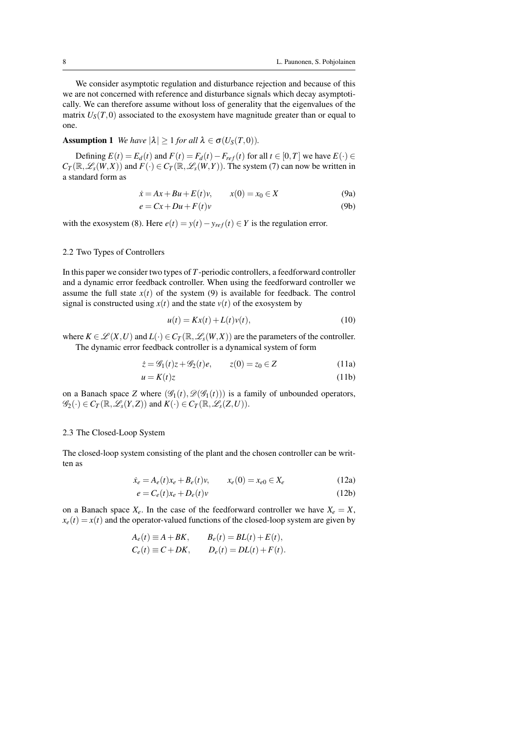We consider asymptotic regulation and disturbance rejection and because of this we are not concerned with reference and disturbance signals which decay asymptotically. We can therefore assume without loss of generality that the eigenvalues of the matrix $U_S(T,0)$ associated to the exosystem have magnitude greater than or equal to one.

**Assumption 1** *We have $|\lambda| \geq 1$ for all $\lambda \in \sigma(U_S(T,0))$.*

Defining $E(t) = E_d(t)$ and $F(t) = F_d(t) - F_{ref}(t)$ for all $t \in [0,T]$ we have $E(\cdot) \in C_T(\mathbb{R}, \mathscr{L}_s(W,X))$ and $F(\cdot) \in C_T(\mathbb{R}, \mathscr{L}_s(W,Y))$. The system (7) can now be written in a standard form as

$$\dot{x} = Ax + Bu + E(t)v, \qquad x(0) = x_0 \in X \tag{9a}$$

$$e = Cx + Du + F(t)v \tag{9b}$$

with the exosystem (8). Here $e(t) = y(t) - y_{ref}(t) \in Y$ is the regulation error.

### 2.2 Two Types of Controllers

In this paper we consider two types of $T$-periodic controllers, a feedforward controller and a dynamic error feedback controller. When using the feedforward controller we assume the full state $x(t)$ of the system (9) is available for feedback. The control signal is constructed using $x(t)$ and the state $v(t)$ of the exosystem by

$$u(t) = Kx(t) + L(t)v(t), \tag{10}$$

where $K \in \mathscr{L}(X,U)$ and $L(\cdot) \in C_T(\mathbb{R}, \mathscr{L}_s(W,X))$ are the parameters of the controller.

The dynamic error feedback controller is a dynamical system of form

$$\dot{z} = \mathscr{G}_1(t)z + \mathscr{G}_2(t)e, \qquad z(0) = z_0 \in Z \tag{11a}$$

$$u = K(t)z \tag{11b}$$

on a Banach space $Z$ where $(\mathscr{G}_1(t), \mathscr{D}(\mathscr{G}_1(t)))$ is a family of unbounded operators, $\mathscr{G}_2(\cdot) \in C_T(\mathbb{R}, \mathscr{L}_s(Y,Z))$ and $K(\cdot) \in C_T(\mathbb{R}, \mathscr{L}_s(Z,U))$.

### 2.3 The Closed-Loop System

The closed-loop system consisting of the plant and the chosen controller can be written as

$$\dot{x}_e = A_e(t)x_e + B_e(t)v, \qquad x_e(0) = x_{e0} \in X_e \tag{12a}$$

$$e = C_e(t)x_e + D_e(t)v \tag{12b}$$

on a Banach space $X_e$. In the case of the feedforward controller we have $X_e = X$, $x_e(t) = x(t)$ and the operator-valued functions of the closed-loop system are given by

$$A_e(t) \equiv A + BK, \qquad B_e(t) = BL(t) + E(t),$$
$$C_e(t) \equiv C + DK, \qquad D_e(t) = DL(t) + F(t).$$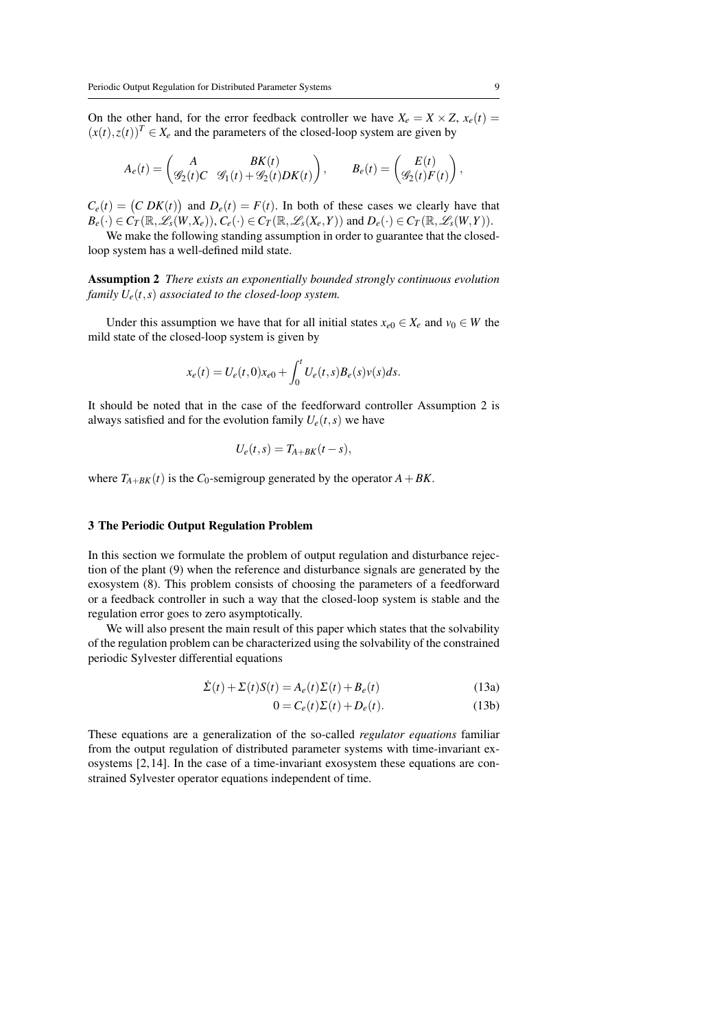On the other hand, for the error feedback controller we have $X_e = X \times Z$, $x_e(t) = (x(t), z(t))^T \in X_e$ and the parameters of the closed-loop system are given by

$$A_e(t) = \begin{pmatrix} A & BK(t) \\ \mathcal{G}_2(t)C & \mathcal{G}_1(t) + \mathcal{G}_2(t)DK(t) \end{pmatrix}, \qquad B_e(t) = \begin{pmatrix} E(t) \\ \mathcal{G}_2(t)F(t) \end{pmatrix},$$

$C_e(t) = \begin{pmatrix} C \; DK(t) \end{pmatrix}$ and $D_e(t) = F(t)$. In both of these cases we clearly have that $B_e(\cdot) \in C_T(\mathbb{R}, \mathcal{L}_s(W, X_e))$, $C_e(\cdot) \in C_T(\mathbb{R}, \mathcal{L}_s(X_e, Y))$ and $D_e(\cdot) \in C_T(\mathbb{R}, \mathcal{L}_s(W, Y))$.

We make the following standing assumption in order to guarantee that the closed-loop system has a well-defined mild state.

**Assumption 2** *There exists an exponentially bounded strongly continuous evolution family $U_e(t,s)$ associated to the closed-loop system.*

Under this assumption we have that for all initial states $x_{e0} \in X_e$ and $v_0 \in W$ the mild state of the closed-loop system is given by

$$x_e(t) = U_e(t,0)x_{e0} + \int_0^t U_e(t,s)B_e(s)v(s)ds.$$

It should be noted that in the case of the feedforward controller Assumption 2 is always satisfied and for the evolution family $U_e(t,s)$ we have

$$U_e(t,s) = T_{A+BK}(t-s),$$

where $T_{A+BK}(t)$ is the $C_0$-semigroup generated by the operator $A + BK$.

## 3 The Periodic Output Regulation Problem

In this section we formulate the problem of output regulation and disturbance rejection of the plant (9) when the reference and disturbance signals are generated by the exosystem (8). This problem consists of choosing the parameters of a feedforward or a feedback controller in such a way that the closed-loop system is stable and the regulation error goes to zero asymptotically.

We will also present the main result of this paper which states that the solvability of the regulation problem can be characterized using the solvability of the constrained periodic Sylvester differential equations

$$\dot{\Sigma}(t) + \Sigma(t)S(t) = A_e(t)\Sigma(t) + B_e(t) \tag{13a}$$

$$0 = C_e(t)\Sigma(t) + D_e(t). \tag{13b}$$

These equations are a generalization of the so-called *regulator equations* familiar from the output regulation of distributed parameter systems with time-invariant exosystems [2, 14]. In the case of a time-invariant exosystem these equations are constrained Sylvester operator equations independent of time.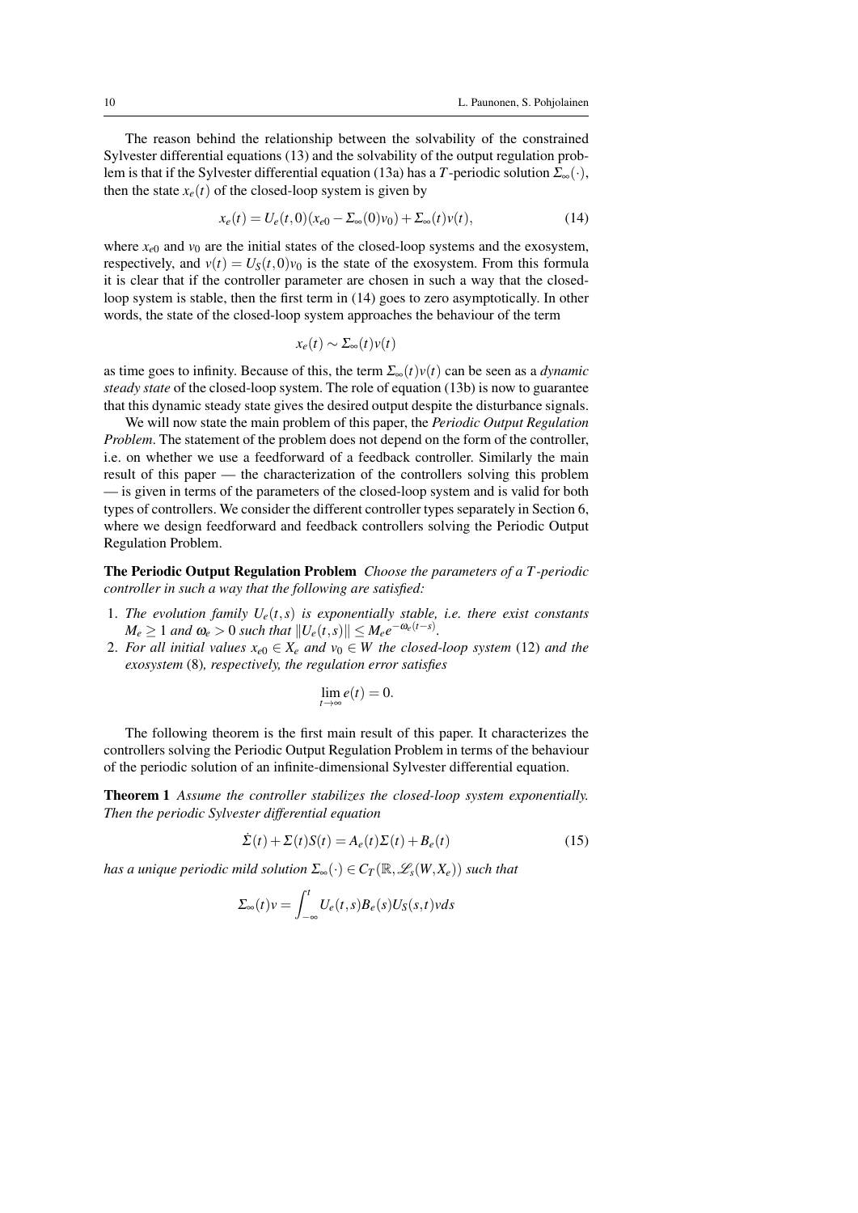The reason behind the relationship between the solvability of the constrained Sylvester differential equations (13) and the solvability of the output regulation problem is that if the Sylvester differential equation (13a) has a $T$-periodic solution $\Sigma_\infty(\cdot)$, then the state $x_e(t)$ of the closed-loop system is given by

$$x_e(t) = U_e(t,0)(x_{e0} - \Sigma_\infty(0)v_0) + \Sigma_\infty(t)v(t), \tag{14}$$

where $x_{e0}$ and $v_0$ are the initial states of the closed-loop systems and the exosystem, respectively, and $v(t) = U_S(t,0)v_0$ is the state of the exosystem. From this formula it is clear that if the controller parameter are chosen in such a way that the closed-loop system is stable, then the first term in (14) goes to zero asymptotically. In other words, the state of the closed-loop system approaches the behaviour of the term

$$x_e(t) \sim \Sigma_\infty(t)v(t)$$

as time goes to infinity. Because of this, the term $\Sigma_\infty(t)v(t)$ can be seen as a *dynamic steady state* of the closed-loop system. The role of equation (13b) is now to guarantee that this dynamic steady state gives the desired output despite the disturbance signals.

We will now state the main problem of this paper, the *Periodic Output Regulation Problem*. The statement of the problem does not depend on the form of the controller, i.e. on whether we use a feedforward of a feedback controller. Similarly the main result of this paper — the characterization of the controllers solving this problem — is given in terms of the parameters of the closed-loop system and is valid for both types of controllers. We consider the different controller types separately in Section 6, where we design feedforward and feedback controllers solving the Periodic Output Regulation Problem.

**The Periodic Output Regulation Problem** *Choose the parameters of a $T$-periodic controller in such a way that the following are satisfied:*

1. *The evolution family $U_e(t,s)$ is exponentially stable, i.e. there exist constants $M_e \geq 1$ and $\omega_e > 0$ such that $\|U_e(t,s)\| \leq M_e e^{-\omega_e(t-s)}$.*
2. *For all initial values $x_{e0} \in X_e$ and $v_0 \in W$ the closed-loop system* (12) *and the exosystem* (8)*, respectively, the regulation error satisfies*

$$\lim_{t\to\infty} e(t) = 0.$$

The following theorem is the first main result of this paper. It characterizes the controllers solving the Periodic Output Regulation Problem in terms of the behaviour of the periodic solution of an infinite-dimensional Sylvester differential equation.

**Theorem 1** *Assume the controller stabilizes the closed-loop system exponentially. Then the periodic Sylvester differential equation*

$$\dot{\Sigma}(t) + \Sigma(t)S(t) = A_e(t)\Sigma(t) + B_e(t) \tag{15}$$

*has a unique periodic mild solution $\Sigma_\infty(\cdot) \in C_T(\mathbb{R}, \mathscr{L}_s(W, X_e))$ such that*

$$\Sigma_\infty(t)v = \int_{-\infty}^{t} U_e(t,s)B_e(s)U_S(s,t)v ds$$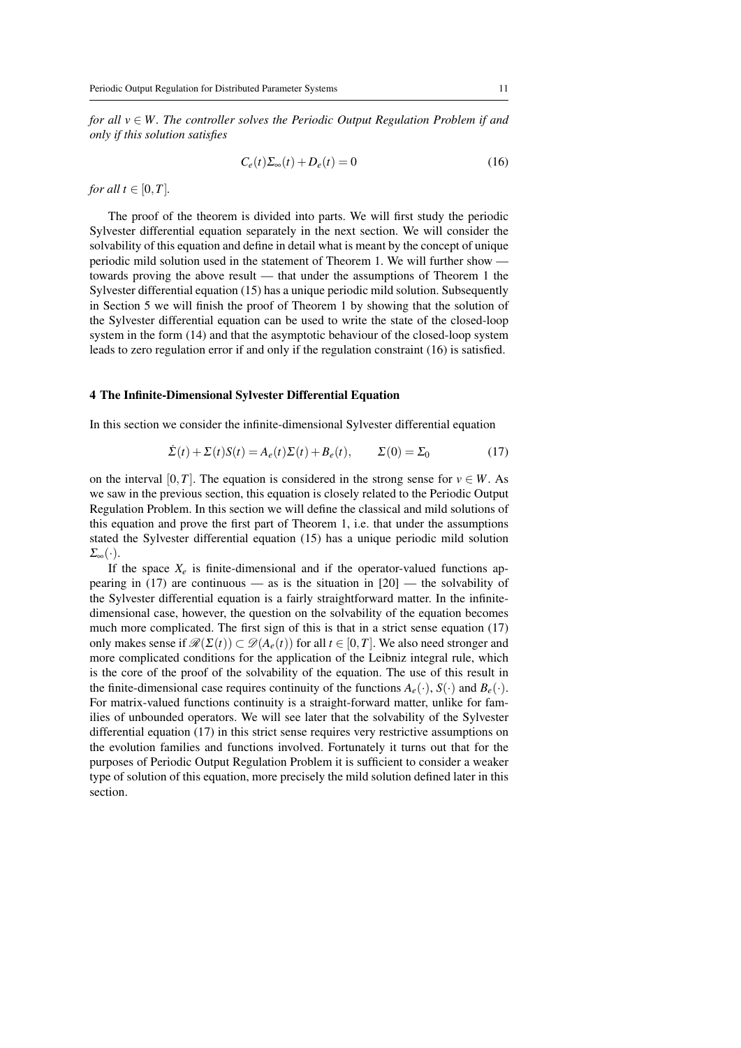*for all $v \in W$. The controller solves the Periodic Output Regulation Problem if and only if this solution satisfies*

$$C_e(t)\Sigma_\infty(t) + D_e(t) = 0 \tag{16}$$

*for all $t \in [0,T]$.*

The proof of the theorem is divided into parts. We will first study the periodic Sylvester differential equation separately in the next section. We will consider the solvability of this equation and define in detail what is meant by the concept of unique periodic mild solution used in the statement of Theorem 1. We will further show — towards proving the above result — that under the assumptions of Theorem 1 the Sylvester differential equation (15) has a unique periodic mild solution. Subsequently in Section 5 we will finish the proof of Theorem 1 by showing that the solution of the Sylvester differential equation can be used to write the state of the closed-loop system in the form (14) and that the asymptotic behaviour of the closed-loop system leads to zero regulation error if and only if the regulation constraint (16) is satisfied.

## 4 The Infinite-Dimensional Sylvester Differential Equation

In this section we consider the infinite-dimensional Sylvester differential equation

$$\dot{\Sigma}(t) + \Sigma(t)S(t) = A_e(t)\Sigma(t) + B_e(t), \qquad \Sigma(0) = \Sigma_0 \tag{17}$$

on the interval $[0,T]$. The equation is considered in the strong sense for $v \in W$. As we saw in the previous section, this equation is closely related to the Periodic Output Regulation Problem. In this section we will define the classical and mild solutions of this equation and prove the first part of Theorem 1, i.e. that under the assumptions stated the Sylvester differential equation (15) has a unique periodic mild solution $\Sigma_\infty(\cdot)$.

If the space $X_e$ is finite-dimensional and if the operator-valued functions appearing in (17) are continuous — as is the situation in [20] — the solvability of the Sylvester differential equation is a fairly straightforward matter. In the infinite-dimensional case, however, the question on the solvability of the equation becomes much more complicated. The first sign of this is that in a strict sense equation (17) only makes sense if $\mathscr{R}(\Sigma(t)) \subset \mathscr{D}(A_e(t))$ for all $t \in [0,T]$. We also need stronger and more complicated conditions for the application of the Leibniz integral rule, which is the core of the proof of the solvability of the equation. The use of this result in the finite-dimensional case requires continuity of the functions $A_e(\cdot)$, $S(\cdot)$ and $B_e(\cdot)$. For matrix-valued functions continuity is a straight-forward matter, unlike for families of unbounded operators. We will see later that the solvability of the Sylvester differential equation (17) in this strict sense requires very restrictive assumptions on the evolution families and functions involved. Fortunately it turns out that for the purposes of Periodic Output Regulation Problem it is sufficient to consider a weaker type of solution of this equation, more precisely the mild solution defined later in this section.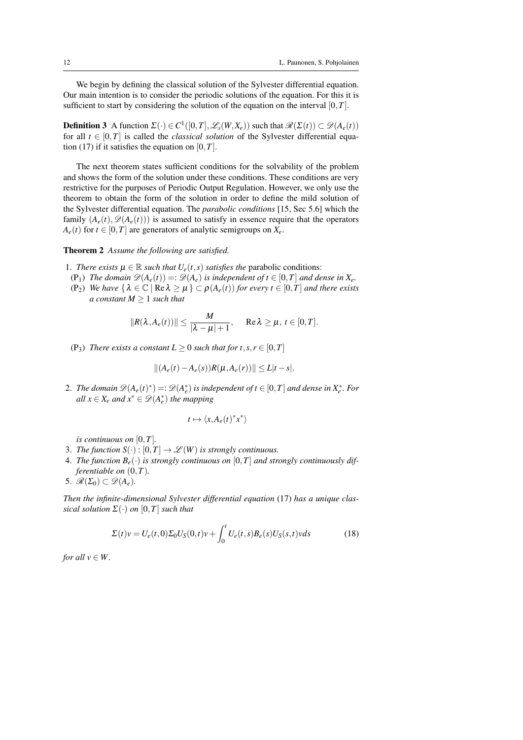We begin by defining the classical solution of the Sylvester differential equation. Our main intention is to consider the periodic solutions of the equation. For this it is sufficient to start by considering the solution of the equation on the interval $[0,T]$.

**Definition 3** A function $\Sigma(\cdot) \in C^1([0,T], \mathscr{L}_s(W,X_e))$ such that $\mathscr{R}(\Sigma(t)) \subset \mathscr{D}(A_e(t))$ for all $t \in [0,T]$ is called the *classical solution* of the Sylvester differential equation (17) if it satisfies the equation on $[0,T]$.

The next theorem states sufficient conditions for the solvability of the problem and shows the form of the solution under these conditions. These conditions are very restrictive for the purposes of Periodic Output Regulation. However, we only use the theorem to obtain the form of the solution in order to define the mild solution of the Sylvester differential equation. The *parabolic conditions* [15, Sec 5.6] which the family $(A_e(t), \mathscr{D}(A_e(t)))$ is assumed to satisfy in essence require that the operators $A_e(t)$ for $t \in [0,T]$ are generators of analytic semigroups on $X_e$.

**Theorem 2** *Assume the following are satisfied.*

1. *There exists $\mu \in \mathbb{R}$ such that $U_e(t,s)$ satisfies the* parabolic conditions:
   ($P_1$) *The domain $\mathscr{D}(A_e(t)) =: \mathscr{D}(A_e)$ is independent of $t \in [0,T]$ and dense in $X_e$.*
   ($P_2$) *We have $\{\, \lambda \in \mathbb{C} \mid \operatorname{Re}\lambda \geq \mu \,\} \subset \rho(A_e(t))$ for every $t \in [0,T]$ and there exists a constant $M \geq 1$ such that*
   $$\|R(\lambda, A_e(t))\| \leq \frac{M}{|\lambda - \mu| + 1}, \qquad \operatorname{Re}\lambda \geq \mu,\ t \in [0,T].$$
   ($P_3$) *There exists a constant $L \geq 0$ such that for $t,s,r \in [0,T]$*
   $$\|(A_e(t) - A_e(s))R(\mu, A_e(r))\| \leq L|t-s|.$$
2. *The domain $\mathscr{D}(A_e(t)^*) =: \mathscr{D}(A_e^*)$ is independent of $t \in [0,T]$ and dense in $X_e^*$. For all $x \in X_e$ and $x^* \in \mathscr{D}(A_e^*)$ the mapping*
   $$t \mapsto \langle x, A_e(t)^* x^* \rangle$$
   *is continuous on $[0,T]$.*
3. *The function $S(\cdot) : [0,T] \to \mathscr{L}(W)$ is strongly continuous.*
4. *The function $B_e(\cdot)$ is strongly continuous on $[0,T]$ and strongly continuously differentiable on $(0,T)$.*
5. *$\mathscr{R}(\Sigma_0) \subset \mathscr{D}(A_e)$.*

*Then the infinite-dimensional Sylvester differential equation* (17) *has a unique classical solution $\Sigma(\cdot)$ on $[0,T]$ such that*

$$\Sigma(t)v = U_e(t,0)\Sigma_0 U_S(0,t)v + \int_0^t U_e(t,s)B_e(s)U_S(s,t)v\,ds \tag{18}$$

*for all $v \in W$.*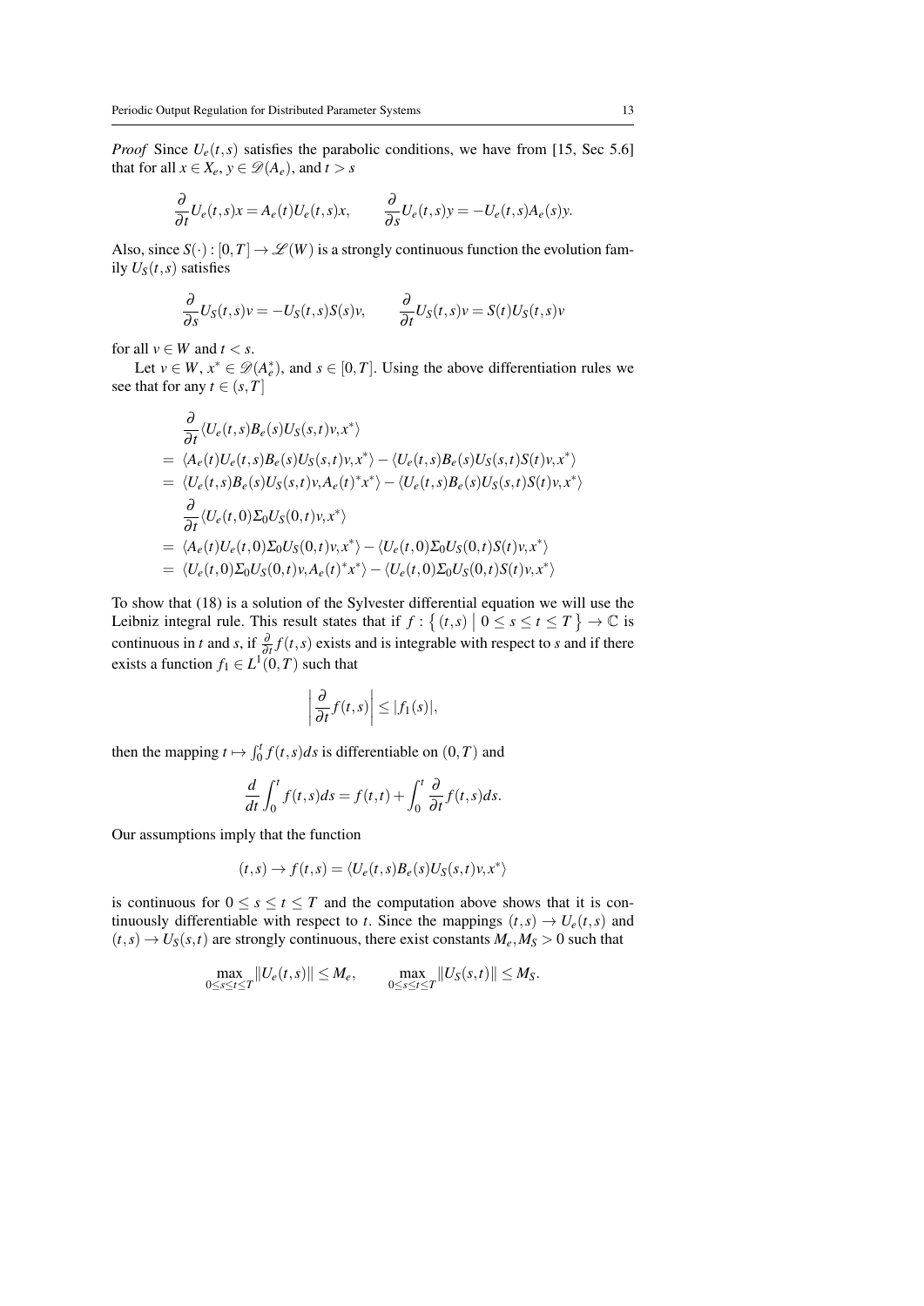*Proof* Since $U_e(t,s)$ satisfies the parabolic conditions, we have from [15, Sec 5.6] that for all $x \in X_e$, $y \in \mathscr{D}(A_e)$, and $t > s$

$$\frac{\partial}{\partial t} U_e(t,s)x = A_e(t)U_e(t,s)x, \qquad \frac{\partial}{\partial s} U_e(t,s)y = -U_e(t,s)A_e(s)y.$$

Also, since $S(\cdot) : [0,T] \to \mathscr{L}(W)$ is a strongly continuous function the evolution family $U_S(t,s)$ satisfies

$$\frac{\partial}{\partial s} U_S(t,s)v = -U_S(t,s)S(s)v, \qquad \frac{\partial}{\partial t} U_S(t,s)v = S(t)U_S(t,s)v$$

for all $v \in W$ and $t < s$.

Let $v \in W$, $x^* \in \mathscr{D}(A_e^*)$, and $s \in [0,T]$. Using the above differentiation rules we see that for any $t \in (s,T]$

$$\begin{aligned}
&\frac{\partial}{\partial t} \langle U_e(t,s)B_e(s)U_S(s,t)v, x^* \rangle \\
&= \langle A_e(t)U_e(t,s)B_e(s)U_S(s,t)v, x^* \rangle - \langle U_e(t,s)B_e(s)U_S(s,t)S(t)v, x^* \rangle \\
&= \langle U_e(t,s)B_e(s)U_S(s,t)v, A_e(t)^*x^* \rangle - \langle U_e(t,s)B_e(s)U_S(s,t)S(t)v, x^* \rangle \\
&\frac{\partial}{\partial t} \langle U_e(t,0)\Sigma_0 U_S(0,t)v, x^* \rangle \\
&= \langle A_e(t)U_e(t,0)\Sigma_0 U_S(0,t)v, x^* \rangle - \langle U_e(t,0)\Sigma_0 U_S(0,t)S(t)v, x^* \rangle \\
&= \langle U_e(t,0)\Sigma_0 U_S(0,t)v, A_e(t)^*x^* \rangle - \langle U_e(t,0)\Sigma_0 U_S(0,t)S(t)v, x^* \rangle
\end{aligned}$$

To show that (18) is a solution of the Sylvester differential equation we will use the Leibniz integral rule. This result states that if $f : \{ (t,s) \mid 0 \le s \le t \le T \} \to \mathbb{C}$ is continuous in $t$ and $s$, if $\frac{\partial}{\partial t} f(t,s)$ exists and is integrable with respect to $s$ and if there exists a function $f_1 \in L^1(0,T)$ such that

$$\left| \frac{\partial}{\partial t} f(t,s) \right| \le |f_1(s)|,$$

then the mapping $t \mapsto \int_0^t f(t,s)ds$ is differentiable on $(0,T)$ and

$$\frac{d}{dt} \int_0^t f(t,s)ds = f(t,t) + \int_0^t \frac{\partial}{\partial t} f(t,s)ds.$$

Our assumptions imply that the function

$$(t,s) \to f(t,s) = \langle U_e(t,s)B_e(s)U_S(s,t)v, x^* \rangle$$

is continuous for $0 \le s \le t \le T$ and the computation above shows that it is continuously differentiable with respect to $t$. Since the mappings $(t,s) \to U_e(t,s)$ and $(t,s) \to U_S(s,t)$ are strongly continuous, there exist constants $M_e, M_S > 0$ such that

$$\max_{0 \le s \le t \le T} \|U_e(t,s)\| \le M_e, \qquad \max_{0 \le s \le t \le T} \|U_S(s,t)\| \le M_S.$$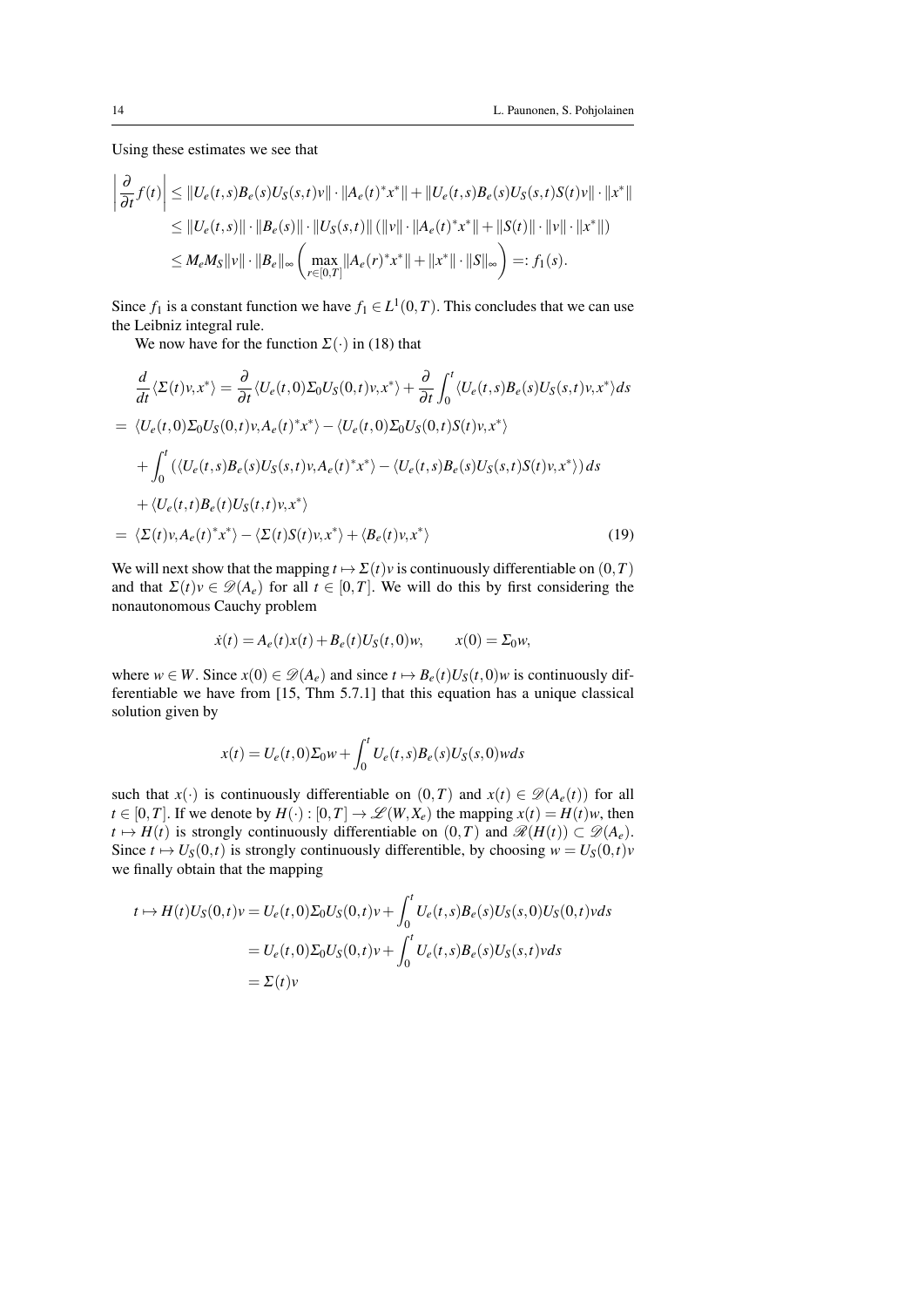Using these estimates we see that

$$\left|\frac{\partial}{\partial t}f(t)\right| \leq \|U_e(t,s)B_e(s)U_S(s,t)v\|\cdot\|A_e(t)^*x^*\| + \|U_e(t,s)B_e(s)U_S(s,t)S(t)v\|\cdot\|x^*\|$$
$$\leq \|U_e(t,s)\|\cdot\|B_e(s)\|\cdot\|U_S(s,t)\|\left(\|v\|\cdot\|A_e(t)^*x^*\| + \|S(t)\|\cdot\|v\|\cdot\|x^*\|\right)$$
$$\leq M_e M_S\|v\|\cdot\|B_e\|_\infty\left(\max_{r\in[0,T]}\|A_e(r)^*x^*\| + \|x^*\|\cdot\|S\|_\infty\right) =: f_1(s).$$

Since $f_1$ is a constant function we have $f_1 \in L^1(0,T)$. This concludes that we can use the Leibniz integral rule.

We now have for the function $\Sigma(\cdot)$ in (18) that

$$\frac{d}{dt}\langle\Sigma(t)v,x^*\rangle = \frac{\partial}{\partial t}\langle U_e(t,0)\Sigma_0 U_S(0,t)v,x^*\rangle + \frac{\partial}{\partial t}\int_0^t \langle U_e(t,s)B_e(s)U_S(s,t)v,x^*\rangle ds$$
$$= \langle U_e(t,0)\Sigma_0 U_S(0,t)v, A_e(t)^*x^*\rangle - \langle U_e(t,0)\Sigma_0 U_S(0,t)S(t)v,x^*\rangle$$
$$+ \int_0^t \left(\langle U_e(t,s)B_e(s)U_S(s,t)v, A_e(t)^*x^*\rangle - \langle U_e(t,s)B_e(s)U_S(s,t)S(t)v,x^*\rangle\right) ds$$
$$+ \langle U_e(t,t)B_e(t)U_S(t,t)v,x^*\rangle$$
$$= \langle\Sigma(t)v, A_e(t)^*x^*\rangle - \langle\Sigma(t)S(t)v,x^*\rangle + \langle B_e(t)v,x^*\rangle \tag{19}$$

We will next show that the mapping $t \mapsto \Sigma(t)v$ is continuously differentiable on $(0,T)$ and that $\Sigma(t)v \in \mathscr{D}(A_e)$ for all $t \in [0,T]$. We will do this by first considering the nonautonomous Cauchy problem

$$\dot{x}(t) = A_e(t)x(t) + B_e(t)U_S(t,0)w, \qquad x(0) = \Sigma_0 w,$$

where $w \in W$. Since $x(0) \in \mathscr{D}(A_e)$ and since $t \mapsto B_e(t)U_S(t,0)w$ is continuously differentiable we have from [15, Thm 5.7.1] that this equation has a unique classical solution given by

$$x(t) = U_e(t,0)\Sigma_0 w + \int_0^t U_e(t,s)B_e(s)U_S(s,0)w ds$$

such that $x(\cdot)$ is continuously differentiable on $(0,T)$ and $x(t) \in \mathscr{D}(A_e(t))$ for all $t \in [0,T]$. If we denote by $H(\cdot) : [0,T] \to \mathscr{L}(W,X_e)$ the mapping $x(t) = H(t)w$, then $t \mapsto H(t)$ is strongly continuously differentiable on $(0,T)$ and $\mathscr{R}(H(t)) \subset \mathscr{D}(A_e)$. Since $t \mapsto U_S(0,t)$ is strongly continuously differentible, by choosing $w = U_S(0,t)v$ we finally obtain that the mapping

$$t \mapsto H(t)U_S(0,t)v = U_e(t,0)\Sigma_0 U_S(0,t)v + \int_0^t U_e(t,s)B_e(s)U_S(s,0)U_S(0,t)v ds$$
$$= U_e(t,0)\Sigma_0 U_S(0,t)v + \int_0^t U_e(t,s)B_e(s)U_S(s,t)v ds$$
$$= \Sigma(t)v$$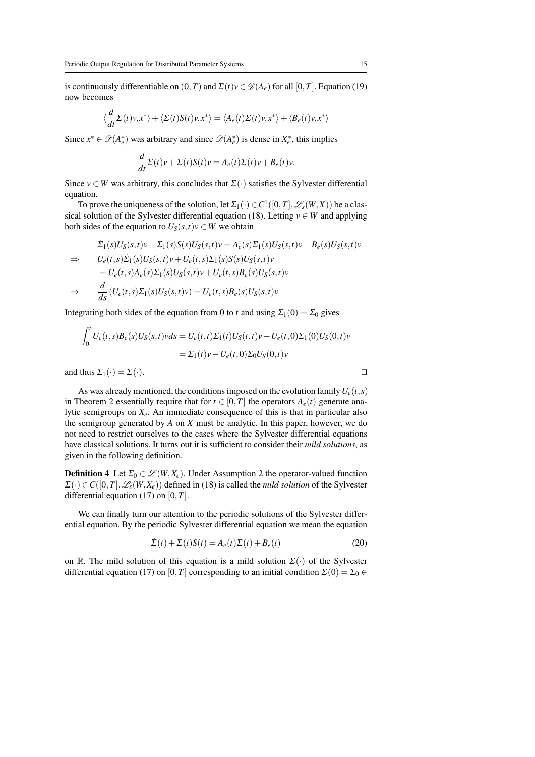is continuously differentiable on $(0,T)$ and $\Sigma(t)v \in \mathscr{D}(A_e)$ for all $[0,T]$. Equation (19) now becomes

$$\langle \frac{d}{dt}\Sigma(t)v, x^* \rangle + \langle \Sigma(t)S(t)v, x^* \rangle = \langle A_e(t)\Sigma(t)v, x^* \rangle + \langle B_e(t)v, x^* \rangle$$

Since $x^* \in \mathscr{D}(A_e^*)$ was arbitrary and since $\mathscr{D}(A_e^*)$ is dense in $X_e^*$, this implies

$$\frac{d}{dt}\Sigma(t)v + \Sigma(t)S(t)v = A_e(t)\Sigma(t)v + B_e(t)v.$$

Since $v \in W$ was arbitrary, this concludes that $\Sigma(\cdot)$ satisfies the Sylvester differential equation.

To prove the uniqueness of the solution, let $\Sigma_1(\cdot) \in C^1([0,T], \mathscr{L}_s(W,X))$ be a classical solution of the Sylvester differential equation (18). Letting $v \in W$ and applying both sides of the equation to $U_S(s,t)v \in W$ we obtain

$$\begin{aligned}
& \dot{\Sigma}_1(s)U_S(s,t)v + \Sigma_1(s)S(s)U_S(s,t)v = A_e(s)\Sigma_1(s)U_S(s,t)v + B_e(s)U_S(s,t)v \\
\Rightarrow \quad & U_e(t,s)\dot{\Sigma}_1(s)U_S(s,t)v + U_e(t,s)\Sigma_1(s)S(s)U_S(s,t)v \\
& = U_e(t,s)A_e(s)\Sigma_1(s)U_S(s,t)v + U_e(t,s)B_e(s)U_S(s,t)v \\
\Rightarrow \quad & \frac{d}{ds}\left(U_e(t,s)\Sigma_1(s)U_S(s,t)v\right) = U_e(t,s)B_e(s)U_S(s,t)v
\end{aligned}$$

Integrating both sides of the equation from 0 to $t$ and using $\Sigma_1(0) = \Sigma_0$ gives

$$\begin{aligned}
\int_0^t U_e(t,s)B_e(s)U_S(s,t)v ds &= U_e(t,t)\Sigma_1(t)U_S(t,t)v - U_e(t,0)\Sigma_1(0)U_S(0,t)v \\
&= \Sigma_1(t)v - U_e(t,0)\Sigma_0 U_S(0,t)v
\end{aligned}$$

and thus $\Sigma_1(\cdot) = \Sigma(\cdot)$. □

As was already mentioned, the conditions imposed on the evolution family $U_e(t,s)$ in Theorem 2 essentially require that for $t \in [0,T]$ the operators $A_e(t)$ generate analytic semigroups on $X_e$. An immediate consequence of this is that in particular also the semigroup generated by $A$ on $X$ must be analytic. In this paper, however, we do not need to restrict ourselves to the cases where the Sylvester differential equations have classical solutions. It turns out it is sufficient to consider their *mild solutions*, as given in the following definition.

**Definition 4** Let $\Sigma_0 \in \mathscr{L}(W,X_e)$. Under Assumption 2 the operator-valued function $\Sigma(\cdot) \in C([0,T], \mathscr{L}_s(W,X_e))$ defined in (18) is called the *mild solution* of the Sylvester differential equation (17) on $[0,T]$.

We can finally turn our attention to the periodic solutions of the Sylvester differential equation. By the periodic Sylvester differential equation we mean the equation

$$\dot{\Sigma}(t) + \Sigma(t)S(t) = A_e(t)\Sigma(t) + B_e(t) \tag{20}$$

on $\mathbb{R}$. The mild solution of this equation is a mild solution $\Sigma(\cdot)$ of the Sylvester differential equation (17) on $[0,T]$ corresponding to an initial condition $\Sigma(0) = \Sigma_0 \in$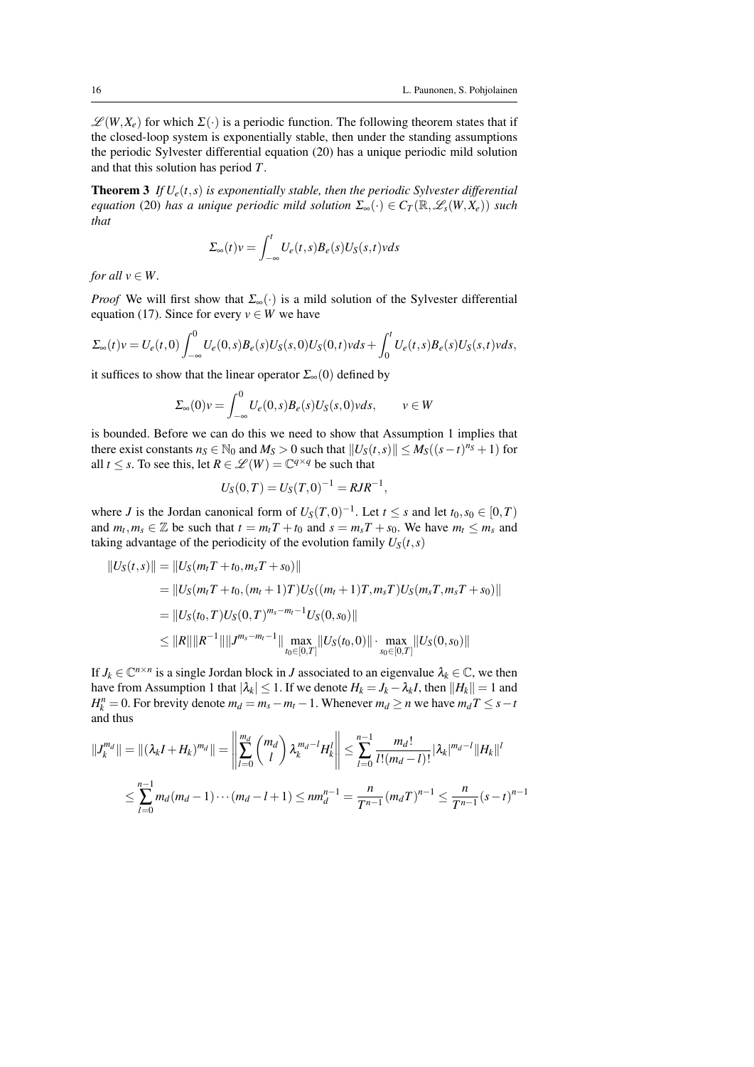$\mathscr{L}(W,X_e)$ for which $\Sigma(\cdot)$ is a periodic function. The following theorem states that if the closed-loop system is exponentially stable, then under the standing assumptions the periodic Sylvester differential equation (20) has a unique periodic mild solution and that this solution has period $T$.

**Theorem 3** *If $U_e(t,s)$ is exponentially stable, then the periodic Sylvester differential equation* (20) *has a unique periodic mild solution $\Sigma_\infty(\cdot) \in C_T(\mathbb{R}, \mathscr{L}_s(W,X_e))$ such that*

$$\Sigma_\infty(t)v = \int_{-\infty}^{t} U_e(t,s)B_e(s)U_S(s,t)v ds$$

*for all $v \in W$.*

*Proof* We will first show that $\Sigma_\infty(\cdot)$ is a mild solution of the Sylvester differential equation (17). Since for every $v \in W$ we have

$$\Sigma_\infty(t)v = U_e(t,0)\int_{-\infty}^{0} U_e(0,s)B_e(s)U_S(s,0)U_S(0,t)v ds + \int_0^t U_e(t,s)B_e(s)U_S(s,t)v ds,$$

it suffices to show that the linear operator $\Sigma_\infty(0)$ defined by

$$\Sigma_\infty(0)v = \int_{-\infty}^{0} U_e(0,s)B_e(s)U_S(s,0)v ds, \qquad v \in W$$

is bounded. Before we can do this we need to show that Assumption 1 implies that there exist constants $n_S \in \mathbb{N}_0$ and $M_S > 0$ such that $\|U_S(t,s)\| \leq M_S((s-t)^{n_S}+1)$ for all $t \leq s$. To see this, let $R \in \mathscr{L}(W) = \mathbb{C}^{q\times q}$ be such that

$$U_S(0,T) = U_S(T,0)^{-1} = RJR^{-1},$$

where $J$ is the Jordan canonical form of $U_S(T,0)^{-1}$. Let $t \leq s$ and let $t_0, s_0 \in [0,T)$ and $m_t, m_s \in \mathbb{Z}$ be such that $t = m_t T + t_0$ and $s = m_s T + s_0$. We have $m_t \leq m_s$ and taking advantage of the periodicity of the evolution family $U_S(t,s)$

$$\begin{aligned}
\|U_S(t,s)\| &= \|U_S(m_tT+t_0, m_sT+s_0)\| \\
&= \|U_S(m_tT+t_0,(m_t+1)T)U_S((m_t+1)T, m_sT)U_S(m_sT, m_sT+s_0)\| \\
&= \|U_S(t_0,T)U_S(0,T)^{m_s-m_t-1}U_S(0,s_0)\| \\
&\leq \|R\|\|R^{-1}\|\|J^{m_s-m_t-1}\| \max_{t_0\in[0,T]}\|U_S(t_0,0)\| \cdot \max_{s_0\in[0,T]}\|U_S(0,s_0)\|
\end{aligned}$$

If $J_k \in \mathbb{C}^{n\times n}$ is a single Jordan block in $J$ associated to an eigenvalue $\lambda_k \in \mathbb{C}$, we then have from Assumption 1 that $|\lambda_k| \leq 1$. If we denote $H_k = J_k - \lambda_k I$, then $\|H_k\| = 1$ and $H_k^n = 0$. For brevity denote $m_d = m_s - m_t - 1$. Whenever $m_d \geq n$ we have $m_d T \leq s - t$ and thus

$$\begin{aligned}
\|J_k^{m_d}\| = \|(\lambda_k I + H_k)^{m_d}\| &= \left\| \sum_{l=0}^{m_d} \binom{m_d}{l} \lambda_k^{m_d-l} H_k^l \right\| \leq \sum_{l=0}^{n-1} \frac{m_d!}{l!(m_d-l)!} |\lambda_k|^{m_d-l}\|H_k\|^l \\
&\leq \sum_{l=0}^{n-1} m_d(m_d-1)\cdots(m_d-l+1) \leq n m_d^{n-1} = \frac{n}{T^{n-1}}(m_dT)^{n-1} \leq \frac{n}{T^{n-1}}(s-t)^{n-1}
\end{aligned}$$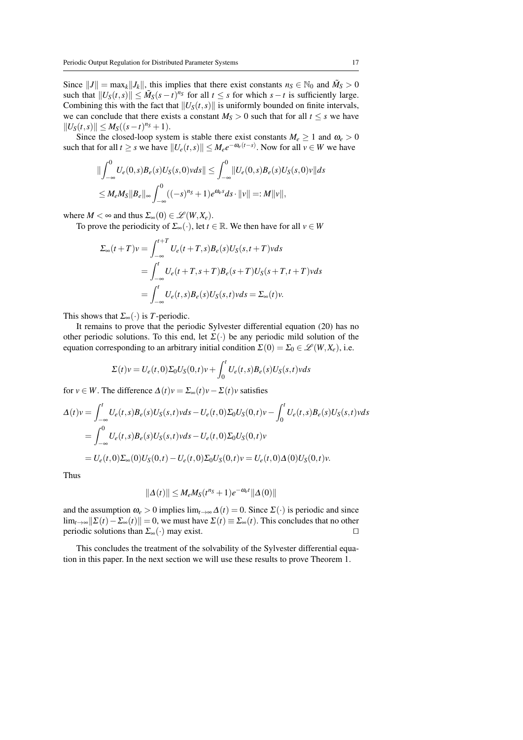Since $\|J\| = \max_k \|J_k\|$, this implies that there exist constants $n_S \in \mathbb{N}_0$ and $\tilde{M}_S > 0$ such that $\|U_S(t,s)\| \le \tilde{M}_S(s-t)^{n_S}$ for all $t \le s$ for which $s-t$ is sufficiently large. Combining this with the fact that $\|U_S(t,s)\|$ is uniformly bounded on finite intervals, we can conclude that there exists a constant $M_S > 0$ such that for all $t \le s$ we have $\|U_S(t,s)\| \le M_S((s-t)^{n_S} + 1)$.

Since the closed-loop system is stable there exist constants $M_e \ge 1$ and $\omega_e > 0$ such that for all $t \ge s$ we have $\|U_e(t,s)\| \le M_e e^{-\omega_e(t-s)}$. Now for all $v \in W$ we have

$$
\begin{aligned}
&\| \int_{-\infty}^{0} U_e(0,s)B_e(s)U_S(s,0)v ds\| \le \int_{-\infty}^{0} \|U_e(0,s)B_e(s)U_S(s,0)v\| ds \\
&\le M_e M_S \|B_e\|_\infty \int_{-\infty}^{0} ((-s)^{n_S} + 1)e^{\omega_e s} ds \cdot \|v\| =: M\|v\|,
\end{aligned}
$$

where $M < \infty$ and thus $\Sigma_\infty(0) \in \mathscr{L}(W, X_e)$.

To prove the periodicity of $\Sigma_\infty(\cdot)$, let $t \in \mathbb{R}$. We then have for all $v \in W$

$$
\begin{aligned}
\Sigma_\infty(t+T)v &= \int_{-\infty}^{t+T} U_e(t+T,s)B_e(s)U_S(s,t+T)v ds \\
&= \int_{-\infty}^{t} U_e(t+T,s+T)B_e(s+T)U_S(s+T,t+T)v ds \\
&= \int_{-\infty}^{t} U_e(t,s)B_e(s)U_S(s,t)v ds = \Sigma_\infty(t)v.
\end{aligned}
$$

This shows that $\Sigma_\infty(\cdot)$ is $T$-periodic.

It remains to prove that the periodic Sylvester differential equation (20) has no other periodic solutions. To this end, let $\Sigma(\cdot)$ be any periodic mild solution of the equation corresponding to an arbitrary initial condition $\Sigma(0) = \Sigma_0 \in \mathscr{L}(W, X_e)$, i.e.

$$
\Sigma(t)v = U_e(t,0)\Sigma_0 U_S(0,t)v + \int_{0}^{t} U_e(t,s)B_e(s)U_S(s,t)v ds
$$

for $v \in W$. The difference $\Delta(t)v = \Sigma_\infty(t)v - \Sigma(t)v$ satisfies

$$
\begin{aligned}
\Delta(t)v &= \int_{-\infty}^{t} U_e(t,s)B_e(s)U_S(s,t)v ds - U_e(t,0)\Sigma_0 U_S(0,t)v - \int_{0}^{t} U_e(t,s)B_e(s)U_S(s,t)v ds \\
&= \int_{-\infty}^{0} U_e(t,s)B_e(s)U_S(s,t)v ds - U_e(t,0)\Sigma_0 U_S(0,t)v \\
&= U_e(t,0)\Sigma_\infty(0)U_S(0,t) - U_e(t,0)\Sigma_0 U_S(0,t)v = U_e(t,0)\Delta(0)U_S(0,t)v.
\end{aligned}
$$

Thus

$$
\|\Delta(t)\| \le M_e M_S (t^{n_S} + 1)e^{-\omega_e t}\|\Delta(0)\|
$$

and the assumption $\omega_e > 0$ implies $\lim_{t\to\infty} \Delta(t) = 0$. Since $\Sigma(\cdot)$ is periodic and since $\lim_{t\to\infty} \|\Sigma(t) - \Sigma_\infty(t)\| = 0$, we must have $\Sigma(t) \equiv \Sigma_\infty(t)$. This concludes that no other periodic solutions than $\Sigma_\infty(\cdot)$ may exist. □

This concludes the treatment of the solvability of the Sylvester differential equation in this paper. In the next section we will use these results to prove Theorem 1.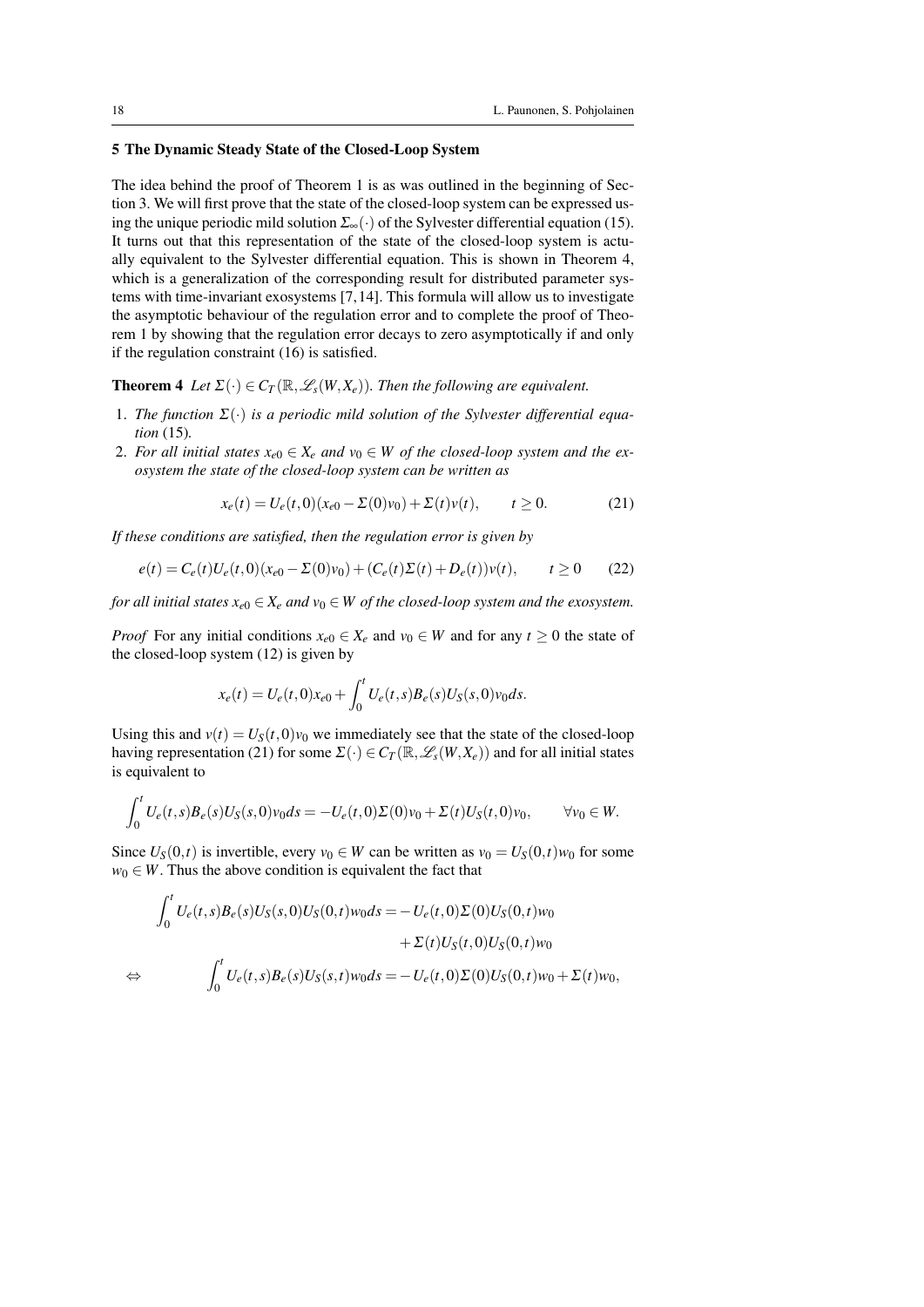## 5 The Dynamic Steady State of the Closed-Loop System

The idea behind the proof of Theorem 1 is as was outlined in the beginning of Section 3. We will first prove that the state of the closed-loop system can be expressed using the unique periodic mild solution $\Sigma_\infty(\cdot)$ of the Sylvester differential equation (15). It turns out that this representation of the state of the closed-loop system is actually equivalent to the Sylvester differential equation. This is shown in Theorem 4, which is a generalization of the corresponding result for distributed parameter systems with time-invariant exosystems [7,14]. This formula will allow us to investigate the asymptotic behaviour of the regulation error and to complete the proof of Theorem 1 by showing that the regulation error decays to zero asymptotically if and only if the regulation constraint (16) is satisfied.

**Theorem 4** *Let $\Sigma(\cdot) \in C_T(\mathbb{R}, \mathscr{L}_s(W, X_e))$. Then the following are equivalent.*

1. *The function $\Sigma(\cdot)$ is a periodic mild solution of the Sylvester differential equation* (15)*.*
2. *For all initial states $x_{e0} \in X_e$ and $v_0 \in W$ of the closed-loop system and the exosystem the state of the closed-loop system can be written as*

$$x_e(t) = U_e(t,0)(x_{e0} - \Sigma(0)v_0) + \Sigma(t)v(t), \qquad t \geq 0. \tag{21}$$

*If these conditions are satisfied, then the regulation error is given by*

$$e(t) = C_e(t)U_e(t,0)(x_{e0} - \Sigma(0)v_0) + (C_e(t)\Sigma(t) + D_e(t))v(t), \qquad t \geq 0 \tag{22}$$

*for all initial states $x_{e0} \in X_e$ and $v_0 \in W$ of the closed-loop system and the exosystem.*

*Proof* For any initial conditions $x_{e0} \in X_e$ and $v_0 \in W$ and for any $t \geq 0$ the state of the closed-loop system (12) is given by

$$x_e(t) = U_e(t,0)x_{e0} + \int_0^t U_e(t,s)B_e(s)U_S(s,0)v_0 ds.$$

Using this and $v(t) = U_S(t,0)v_0$ we immediately see that the state of the closed-loop having representation (21) for some $\Sigma(\cdot) \in C_T(\mathbb{R}, \mathscr{L}_s(W, X_e))$ and for all initial states is equivalent to

$$\int_0^t U_e(t,s)B_e(s)U_S(s,0)v_0 ds = -U_e(t,0)\Sigma(0)v_0 + \Sigma(t)U_S(t,0)v_0, \qquad \forall v_0 \in W.$$

Since $U_S(0,t)$ is invertible, every $v_0 \in W$ can be written as $v_0 = U_S(0,t)w_0$ for some $w_0 \in W$. Thus the above condition is equivalent the fact that

$$\begin{aligned}
\int_0^t U_e(t,s)B_e(s)U_S(s,0)U_S(0,t)w_0 ds = & -U_e(t,0)\Sigma(0)U_S(0,t)w_0 \\
& + \Sigma(t)U_S(t,0)U_S(0,t)w_0 \\
\Leftrightarrow \qquad \int_0^t U_e(t,s)B_e(s)U_S(s,t)w_0 ds = & -U_e(t,0)\Sigma(0)U_S(0,t)w_0 + \Sigma(t)w_0,
\end{aligned}$$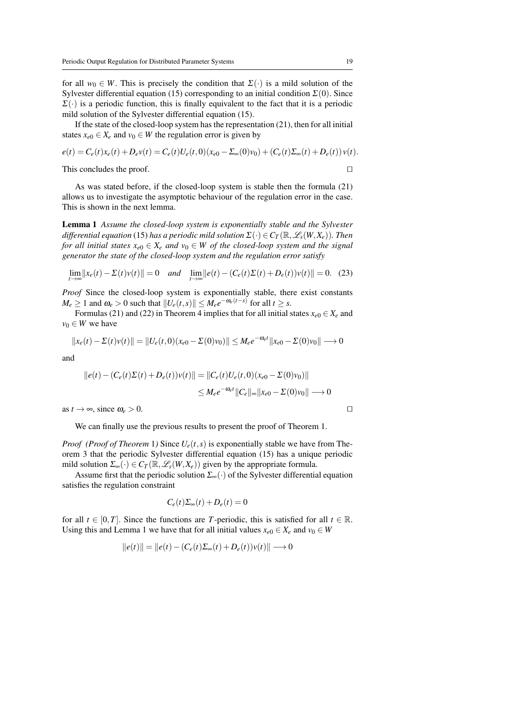for all $w_0 \in W$. This is precisely the condition that $\Sigma(\cdot)$ is a mild solution of the Sylvester differential equation (15) corresponding to an initial condition $\Sigma(0)$. Since $\Sigma(\cdot)$ is a periodic function, this is finally equivalent to the fact that it is a periodic mild solution of the Sylvester differential equation (15).

If the state of the closed-loop system has the representation (21), then for all initial states $x_{e0} \in X_e$ and $v_0 \in W$ the regulation error is given by

$$e(t) = C_e(t)x_e(t) + D_e v(t) = C_e(t)U_e(t,0)(x_{e0} - \Sigma_\infty(0)v_0) + (C_e(t)\Sigma_\infty(t) + D_e(t))\,v(t).$$

This concludes the proof. $\square$

As was stated before, if the closed-loop system is stable then the formula (21) allows us to investigate the asymptotic behaviour of the regulation error in the case. This is shown in the next lemma.

**Lemma 1** *Assume the closed-loop system is exponentially stable and the Sylvester differential equation* (15) *has a periodic mild solution $\Sigma(\cdot) \in C_T(\mathbb{R}, \mathscr{L}_s(W, X_e))$. Then for all initial states $x_{e0} \in X_e$ and $v_0 \in W$ of the closed-loop system and the signal generator the state of the closed-loop system and the regulation error satisfy*

$$\lim_{t\to\infty} \|x_e(t) - \Sigma(t)v(t)\| = 0 \quad \textit{and} \quad \lim_{t\to\infty} \|e(t) - (C_e(t)\Sigma(t) + D_e(t))v(t)\| = 0. \quad (23)$$

*Proof* Since the closed-loop system is exponentially stable, there exist constants $M_e \geq 1$ and $\omega_e > 0$ such that $\|U_e(t,s)\| \leq M_e e^{-\omega_e(t-s)}$ for all $t \geq s$.

Formulas (21) and (22) in Theorem 4 implies that for all initial states $x_{e0} \in X_e$ and $v_0 \in W$ we have

$$\|x_e(t) - \Sigma(t)v(t)\| = \|U_e(t,0)(x_{e0} - \Sigma(0)v_0)\| \leq M_e e^{-\omega_e t} \|x_{e0} - \Sigma(0)v_0\| \longrightarrow 0$$

and

$$\begin{aligned}\|e(t) - (C_e(t)\Sigma(t) + D_e(t))v(t)\| &= \|C_e(t)U_e(t,0)(x_{e0} - \Sigma(0)v_0)\| \\ &\leq M_e e^{-\omega_e t} \|C_e\|_\infty \|x_{e0} - \Sigma(0)v_0\| \longrightarrow 0\end{aligned}$$

as $t \to \infty$, since $\omega_e > 0$. $\square$

We can finally use the previous results to present the proof of Theorem 1.

*Proof (Proof of Theorem* 1*)* Since $U_e(t,s)$ is exponentially stable we have from Theorem 3 that the periodic Sylvester differential equation (15) has a unique periodic mild solution $\Sigma_\infty(\cdot) \in C_T(\mathbb{R}, \mathscr{L}_s(W, X_e))$ given by the appropriate formula.

Assume first that the periodic solution $\Sigma_\infty(\cdot)$ of the Sylvester differential equation satisfies the regulation constraint

$$C_e(t)\Sigma_\infty(t) + D_e(t) = 0$$

for all $t \in [0,T]$. Since the functions are $T$-periodic, this is satisfied for all $t \in \mathbb{R}$. Using this and Lemma 1 we have that for all initial values $x_{e0} \in X_e$ and $v_0 \in W$

$$\|e(t)\| = \|e(t) - (C_e(t)\Sigma_\infty(t) + D_e(t))v(t)\| \longrightarrow 0$$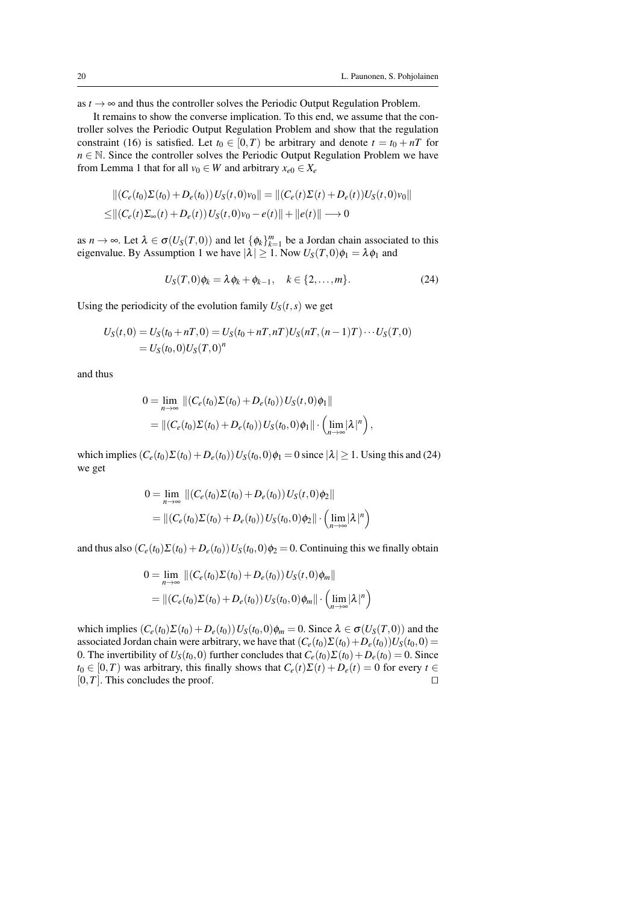as $t \to \infty$ and thus the controller solves the Periodic Output Regulation Problem.

It remains to show the converse implication. To this end, we assume that the controller solves the Periodic Output Regulation Problem and show that the regulation constraint (16) is satisfied. Let $t_0 \in [0,T)$ be arbitrary and denote $t = t_0 + nT$ for $n \in \mathbb{N}$. Since the controller solves the Periodic Output Regulation Problem we have from Lemma 1 that for all $v_0 \in W$ and arbitrary $x_{e0} \in X_e$

$$
\begin{aligned}
&\|(C_e(t_0)\Sigma(t_0) + D_e(t_0))U_S(t,0)v_0\| = \|(C_e(t)\Sigma(t) + D_e(t))U_S(t,0)v_0\| \\
\leq &\|(C_e(t)\Sigma_\infty(t) + D_e(t))U_S(t,0)v_0 - e(t)\| + \|e(t)\| \longrightarrow 0
\end{aligned}
$$

as $n \to \infty$. Let $\lambda \in \sigma(U_S(T,0))$ and let $\{\phi_k\}_{k=1}^m$ be a Jordan chain associated to this eigenvalue. By Assumption 1 we have $|\lambda| \geq 1$. Now $U_S(T,0)\phi_1 = \lambda\phi_1$ and

$$
U_S(T,0)\phi_k = \lambda\phi_k + \phi_{k-1}, \quad k \in \{2,\ldots,m\}. \tag{24}
$$

Using the periodicity of the evolution family $U_S(t,s)$ we get

$$
\begin{aligned}
U_S(t,0) &= U_S(t_0 + nT, 0) = U_S(t_0 + nT, nT)U_S(nT,(n-1)T)\cdots U_S(T,0) \\
&= U_S(t_0,0)U_S(T,0)^n
\end{aligned}
$$

and thus

$$
\begin{aligned}
0 &= \lim_{n\to\infty} \|(C_e(t_0)\Sigma(t_0) + D_e(t_0))U_S(t,0)\phi_1\| \\
&= \|(C_e(t_0)\Sigma(t_0) + D_e(t_0))U_S(t_0,0)\phi_1\| \cdot \left(\lim_{n\to\infty} |\lambda|^n\right),
\end{aligned}
$$

which implies $(C_e(t_0)\Sigma(t_0) + D_e(t_0))U_S(t_0,0)\phi_1 = 0$ since $|\lambda| \geq 1$. Using this and (24) we get

$$
\begin{aligned}
0 &= \lim_{n\to\infty} \|(C_e(t_0)\Sigma(t_0) + D_e(t_0))U_S(t,0)\phi_2\| \\
&= \|(C_e(t_0)\Sigma(t_0) + D_e(t_0))U_S(t_0,0)\phi_2\| \cdot \left(\lim_{n\to\infty} |\lambda|^n\right)
\end{aligned}
$$

and thus also $(C_e(t_0)\Sigma(t_0) + D_e(t_0))U_S(t_0,0)\phi_2 = 0$. Continuing this we finally obtain

$$
\begin{aligned}
0 &= \lim_{n\to\infty} \|(C_e(t_0)\Sigma(t_0) + D_e(t_0))U_S(t,0)\phi_m\| \\
&= \|(C_e(t_0)\Sigma(t_0) + D_e(t_0))U_S(t_0,0)\phi_m\| \cdot \left(\lim_{n\to\infty} |\lambda|^n\right)
\end{aligned}
$$

which implies $(C_e(t_0)\Sigma(t_0) + D_e(t_0))U_S(t_0,0)\phi_m = 0$. Since $\lambda \in \sigma(U_S(T,0))$ and the associated Jordan chain were arbitrary, we have that $(C_e(t_0)\Sigma(t_0) + D_e(t_0))U_S(t_0,0) = 0$. The invertibility of $U_S(t_0,0)$ further concludes that $C_e(t_0)\Sigma(t_0) + D_e(t_0) = 0$. Since $t_0 \in [0,T)$ was arbitrary, this finally shows that $C_e(t)\Sigma(t) + D_e(t) = 0$ for every $t \in [0,T]$. This concludes the proof. □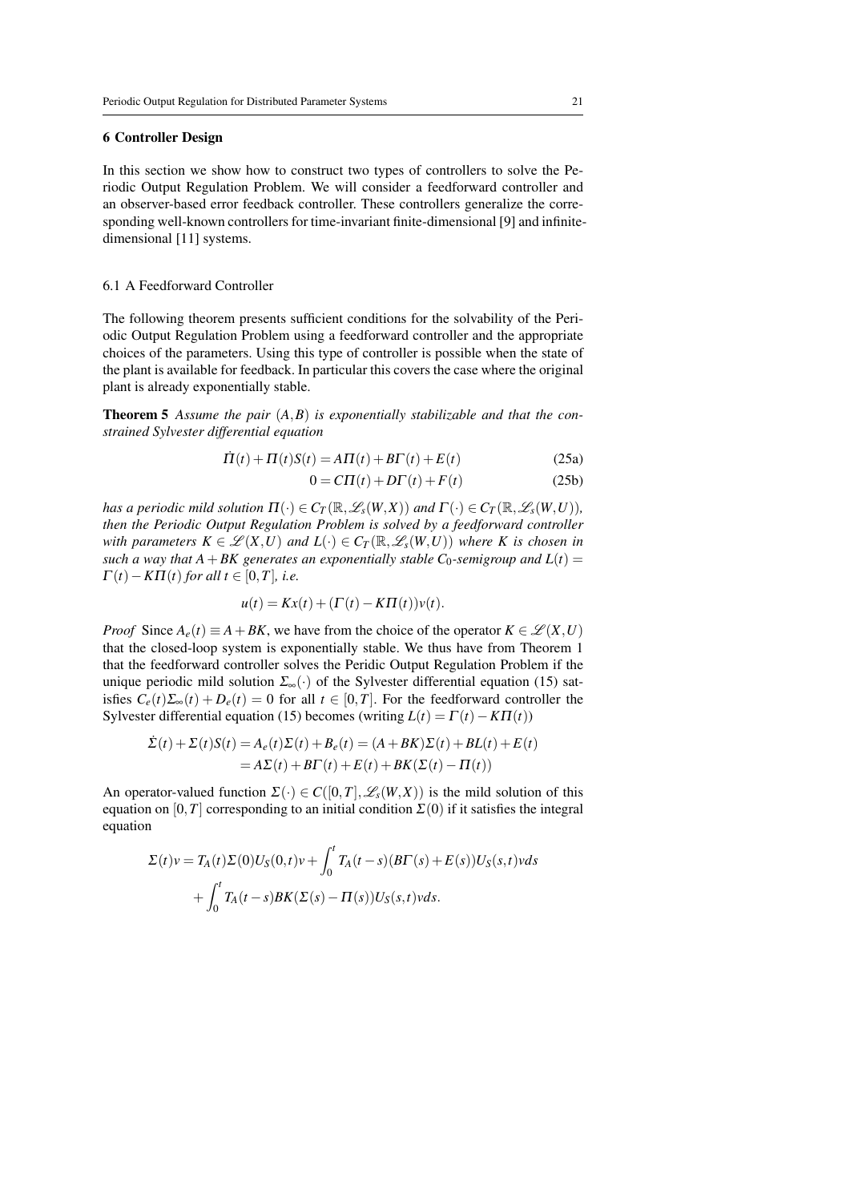## 6 Controller Design

In this section we show how to construct two types of controllers to solve the Periodic Output Regulation Problem. We will consider a feedforward controller and an observer-based error feedback controller. These controllers generalize the corresponding well-known controllers for time-invariant finite-dimensional [9] and infinite-dimensional [11] systems.

### 6.1 A Feedforward Controller

The following theorem presents sufficient conditions for the solvability of the Periodic Output Regulation Problem using a feedforward controller and the appropriate choices of the parameters. Using this type of controller is possible when the state of the plant is available for feedback. In particular this covers the case where the original plant is already exponentially stable.

**Theorem 5** *Assume the pair $(A,B)$ is exponentially stabilizable and that the constrained Sylvester differential equation*

$$\dot{\Pi}(t) + \Pi(t)S(t) = A\Pi(t) + B\Gamma(t) + E(t) \tag{25a}$$

$$0 = C\Pi(t) + D\Gamma(t) + F(t) \tag{25b}$$

*has a periodic mild solution $\Pi(\cdot) \in C_T(\mathbb{R}, \mathscr{L}_s(W,X))$ and $\Gamma(\cdot) \in C_T(\mathbb{R}, \mathscr{L}_s(W,U))$, then the Periodic Output Regulation Problem is solved by a feedforward controller with parameters $K \in \mathscr{L}(X,U)$ and $L(\cdot) \in C_T(\mathbb{R}, \mathscr{L}_s(W,U))$ where $K$ is chosen in such a way that $A+BK$ generates an exponentially stable $C_0$-semigroup and $L(t) = \Gamma(t) - K\Pi(t)$ for all $t \in [0,T]$, i.e.*

$$u(t) = Kx(t) + (\Gamma(t) - K\Pi(t))v(t).$$

*Proof* Since $A_e(t) \equiv A + BK$, we have from the choice of the operator $K \in \mathscr{L}(X,U)$ that the closed-loop system is exponentially stable. We thus have from Theorem 1 that the feedforward controller solves the Peridic Output Regulation Problem if the unique periodic mild solution $\Sigma_\infty(\cdot)$ of the Sylvester differential equation (15) satisfies $C_e(t)\Sigma_\infty(t) + D_e(t) = 0$ for all $t \in [0,T]$. For the feedforward controller the Sylvester differential equation (15) becomes (writing $L(t) = \Gamma(t) - K\Pi(t)$)

$$\begin{aligned}
\dot{\Sigma}(t) + \Sigma(t)S(t) &= A_e(t)\Sigma(t) + B_e(t) = (A+BK)\Sigma(t) + BL(t) + E(t) \\
&= A\Sigma(t) + B\Gamma(t) + E(t) + BK(\Sigma(t) - \Pi(t))
\end{aligned}$$

An operator-valued function $\Sigma(\cdot) \in C([0,T], \mathscr{L}_s(W,X))$ is the mild solution of this equation on $[0,T]$ corresponding to an initial condition $\Sigma(0)$ if it satisfies the integral equation

$$\begin{aligned}
\Sigma(t)v = T_A(t)\Sigma(0)U_S(0,t)v &+ \int_0^t T_A(t-s)(B\Gamma(s) + E(s))U_S(s,t)v ds \\
&+ \int_0^t T_A(t-s)BK(\Sigma(s) - \Pi(s))U_S(s,t)v ds.
\end{aligned}$$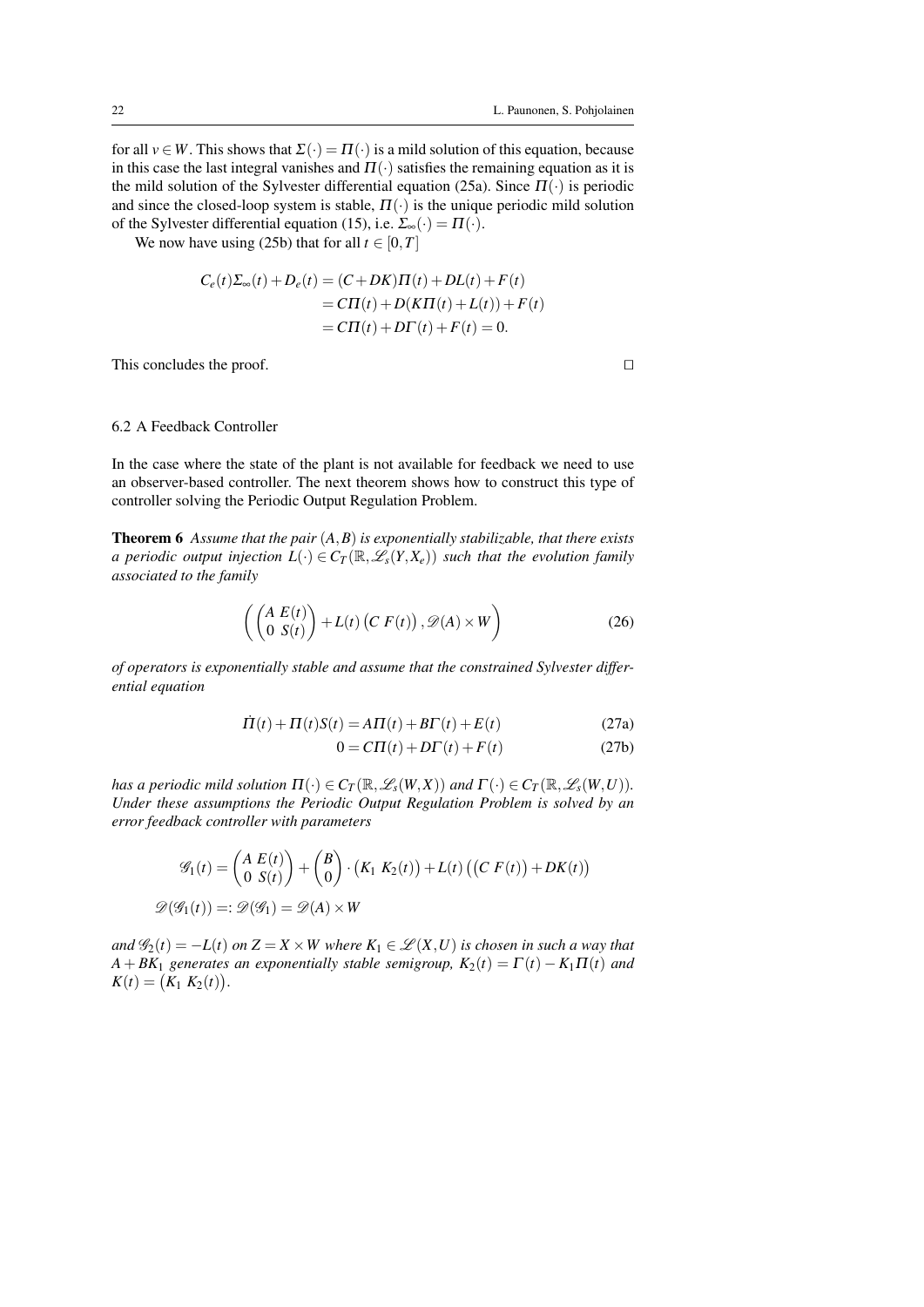for all $v \in W$. This shows that $\Sigma(\cdot) = \Pi(\cdot)$ is a mild solution of this equation, because in this case the last integral vanishes and $\Pi(\cdot)$ satisfies the remaining equation as it is the mild solution of the Sylvester differential equation (25a). Since $\Pi(\cdot)$ is periodic and since the closed-loop system is stable, $\Pi(\cdot)$ is the unique periodic mild solution of the Sylvester differential equation (15), i.e. $\Sigma_\infty(\cdot) = \Pi(\cdot)$.

We now have using (25b) that for all $t \in [0,T]$

$$
\begin{aligned}
C_e(t)\Sigma_\infty(t) + D_e(t) &= (C+DK)\Pi(t) + DL(t) + F(t) \\
&= C\Pi(t) + D(K\Pi(t) + L(t)) + F(t) \\
&= C\Pi(t) + D\Gamma(t) + F(t) = 0.
\end{aligned}
$$

This concludes the proof. $\square$

### 6.2 A Feedback Controller

In the case where the state of the plant is not available for feedback we need to use an observer-based controller. The next theorem shows how to construct this type of controller solving the Periodic Output Regulation Problem.

**Theorem 6** *Assume that the pair $(A,B)$ is exponentially stabilizable, that there exists a periodic output injection $L(\cdot) \in C_T(\mathbb{R}, \mathscr{L}_s(Y,X_e))$ such that the evolution family associated to the family*

$$
\left( \begin{pmatrix} A & E(t) \\ 0 & S(t) \end{pmatrix} + L(t) \begin{pmatrix} C & F(t) \end{pmatrix}, \mathscr{D}(A) \times W \right) \tag{26}
$$

*of operators is exponentially stable and assume that the constrained Sylvester differential equation*

$$
\dot{\Pi}(t) + \Pi(t)S(t) = A\Pi(t) + B\Gamma(t) + E(t) \tag{27a}
$$

$$
0 = C\Pi(t) + D\Gamma(t) + F(t) \tag{27b}
$$

*has a periodic mild solution $\Pi(\cdot) \in C_T(\mathbb{R}, \mathscr{L}_s(W,X))$ and $\Gamma(\cdot) \in C_T(\mathbb{R}, \mathscr{L}_s(W,U))$. Under these assumptions the Periodic Output Regulation Problem is solved by an error feedback controller with parameters*

$$
\mathscr{G}_1(t) = \begin{pmatrix} A & E(t) \\ 0 & S(t) \end{pmatrix} + \begin{pmatrix} B \\ 0 \end{pmatrix} \cdot \begin{pmatrix} K_1 & K_2(t) \end{pmatrix} + L(t) \left( \begin{pmatrix} C & F(t) \end{pmatrix} + DK(t) \right)
$$

$$
\mathscr{D}(\mathscr{G}_1(t)) =: \mathscr{D}(\mathscr{G}_1) = \mathscr{D}(A) \times W
$$

*and $\mathscr{G}_2(t) = -L(t)$ on $Z = X \times W$ where $K_1 \in \mathscr{L}(X,U)$ is chosen in such a way that $A + BK_1$ generates an exponentially stable semigroup, $K_2(t) = \Gamma(t) - K_1\Pi(t)$ and $K(t) = \begin{pmatrix} K_1 & K_2(t) \end{pmatrix}$.*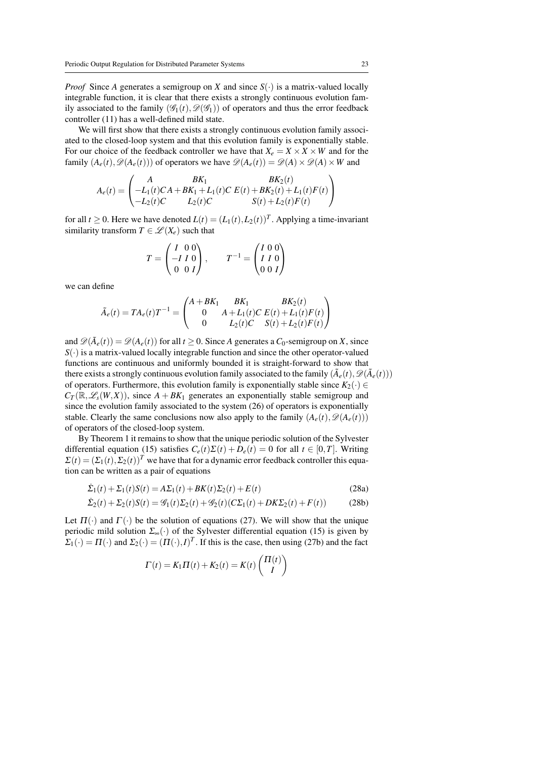*Proof* Since $A$ generates a semigroup on $X$ and since $S(\cdot)$ is a matrix-valued locally integrable function, it is clear that there exists a strongly continuous evolution family associated to the family $(\mathscr{G}_1(t), \mathscr{D}(\mathscr{G}_1))$ of operators and thus the error feedback controller (11) has a well-defined mild state.

We will first show that there exists a strongly continuous evolution family associated to the closed-loop system and that this evolution family is exponentially stable. For our choice of the feedback controller we have that $X_e = X \times X \times W$ and for the family $(A_e(t), \mathscr{D}(A_e(t)))$ of operators we have $\mathscr{D}(A_e(t)) = \mathscr{D}(A) \times \mathscr{D}(A) \times W$ and

$$
A_e(t) = \begin{pmatrix} A & BK_1 & BK_2(t) \\ -L_1(t)CA + BK_1 + L_1(t)C & E(t) + BK_2(t) + L_1(t)F(t) \\ -L_2(t)C & L_2(t)C & S(t) + L_2(t)F(t) \end{pmatrix}
$$

for all $t \geq 0$. Here we have denoted $L(t) = (L_1(t), L_2(t))^T$. Applying a time-invariant similarity transform $T \in \mathscr{L}(X_e)$ such that

$$
T = \begin{pmatrix} I & 0 & 0 \\ -I & I & 0 \\ 0 & 0 & I \end{pmatrix}, \qquad T^{-1} = \begin{pmatrix} I & 0 & 0 \\ I & I & 0 \\ 0 & 0 & I \end{pmatrix}
$$

we can define

$$
\tilde{A}_e(t) = TA_e(t)T^{-1} = \begin{pmatrix} A + BK_1 & BK_1 & BK_2(t) \\ 0 & A + L_1(t)C & E(t) + L_1(t)F(t) \\ 0 & L_2(t)C & S(t) + L_2(t)F(t) \end{pmatrix}
$$

and $\mathscr{D}(\tilde{A}_e(t)) = \mathscr{D}(A_e(t))$ for all $t \geq 0$. Since $A$ generates a $C_0$-semigroup on $X$, since $S(\cdot)$ is a matrix-valued locally integrable function and since the other operator-valued functions are continuous and uniformly bounded it is straight-forward to show that there exists a strongly continuous evolution family associated to the family $(\tilde{A}_e(t), \mathscr{D}(\tilde{A}_e(t)))$ of operators. Furthermore, this evolution family is exponentially stable since $K_2(\cdot) \in C_T(\mathbb{R}, \mathscr{L}_s(W, X))$, since $A + BK_1$ generates an exponentially stable semigroup and since the evolution family associated to the system (26) of operators is exponentially stable. Clearly the same conclusions now also apply to the family $(A_e(t), \mathscr{D}(A_e(t)))$ of operators of the closed-loop system.

By Theorem 1 it remains to show that the unique periodic solution of the Sylvester differential equation (15) satisfies $C_e(t)\Sigma(t) + D_e(t) = 0$ for all $t \in [0, T]$. Writing $\Sigma(t) = (\Sigma_1(t), \Sigma_2(t))^T$ we have that for a dynamic error feedback controller this equation can be written as a pair of equations

$$
\dot{\Sigma}_1(t) + \Sigma_1(t)S(t) = A\Sigma_1(t) + BK(t)\Sigma_2(t) + E(t) \tag{28a}
$$

$$
\dot{\Sigma}_2(t) + \Sigma_2(t)S(t) = \mathscr{G}_1(t)\Sigma_2(t) + \mathscr{G}_2(t)(C\Sigma_1(t) + DK\Sigma_2(t) + F(t)) \tag{28b}
$$

Let $\Pi(\cdot)$ and $\Gamma(\cdot)$ be the solution of equations (27). We will show that the unique periodic mild solution $\Sigma_\infty(\cdot)$ of the Sylvester differential equation (15) is given by $\Sigma_1(\cdot) = \Pi(\cdot)$ and $\Sigma_2(\cdot) = (\Pi(\cdot), I)^T$. If this is the case, then using (27b) and the fact

$$
\Gamma(t) = K_1\Pi(t) + K_2(t) = K(t) \begin{pmatrix} \Pi(t) \\ I \end{pmatrix}
$$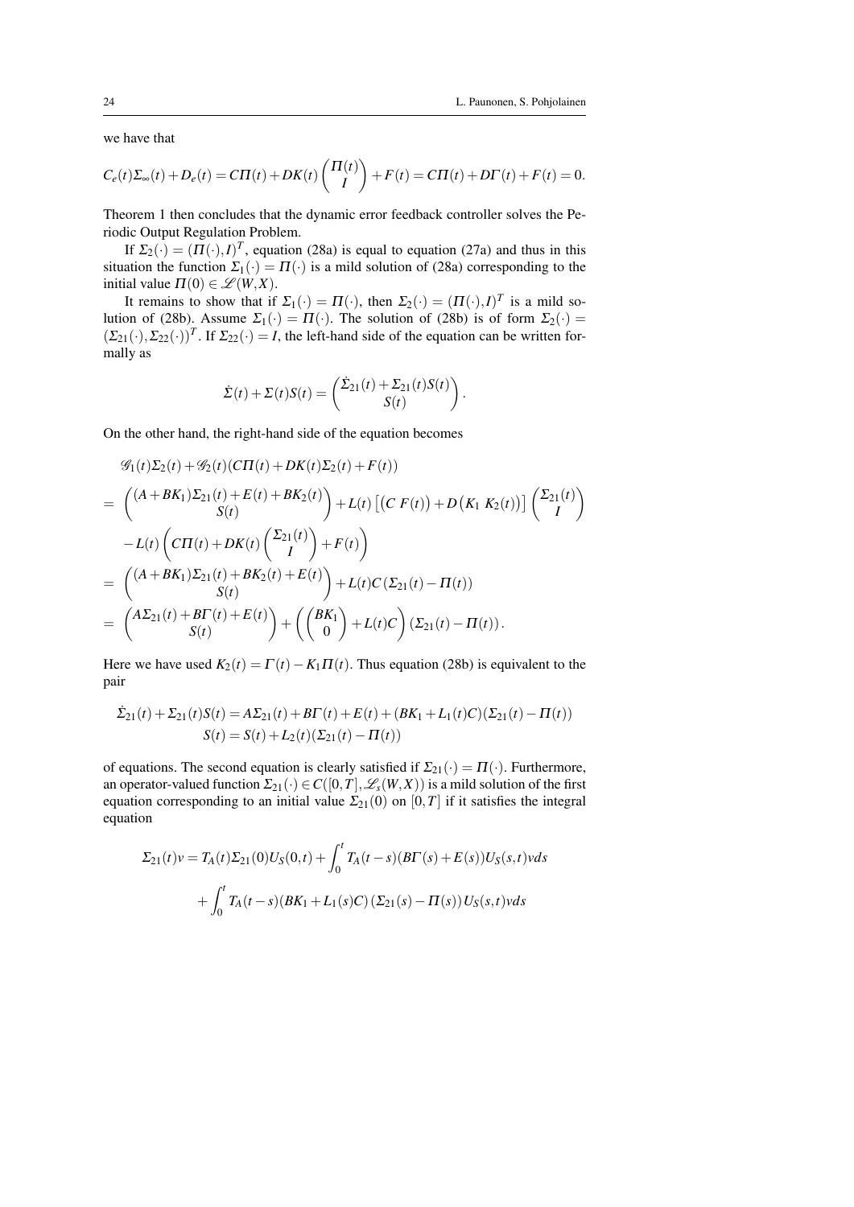we have that

$$C_e(t)\Sigma_\infty(t)+D_e(t)=C\Pi(t)+DK(t)\begin{pmatrix}\Pi(t)\\ I\end{pmatrix}+F(t)=C\Pi(t)+D\Gamma(t)+F(t)=0.$$

Theorem 1 then concludes that the dynamic error feedback controller solves the Periodic Output Regulation Problem.

If $\Sigma_2(\cdot)=(\Pi(\cdot),I)^T$, equation (28a) is equal to equation (27a) and thus in this situation the function $\Sigma_1(\cdot)=\Pi(\cdot)$ is a mild solution of (28a) corresponding to the initial value $\Pi(0)\in\mathscr{L}(W,X)$.

It remains to show that if $\Sigma_1(\cdot)=\Pi(\cdot)$, then $\Sigma_2(\cdot)=(\Pi(\cdot),I)^T$ is a mild solution of (28b). Assume $\Sigma_1(\cdot)=\Pi(\cdot)$. The solution of (28b) is of form $\Sigma_2(\cdot)=(\Sigma_{21}(\cdot),\Sigma_{22}(\cdot))^T$. If $\Sigma_{22}(\cdot)=I$, the left-hand side of the equation can be written formally as

$$\dot{\Sigma}(t)+\Sigma(t)S(t)=\begin{pmatrix}\dot{\Sigma}_{21}(t)+\Sigma_{21}(t)S(t)\\ S(t)\end{pmatrix}.$$

On the other hand, the right-hand side of the equation becomes

$$\begin{aligned}
&\mathscr{G}_1(t)\Sigma_2(t)+\mathscr{G}_2(t)(C\Pi(t)+DK(t)\Sigma_2(t)+F(t))\\
&=\begin{pmatrix}(A+BK_1)\Sigma_{21}(t)+E(t)+BK_2(t)\\ S(t)\end{pmatrix}+L(t)\left[\begin{pmatrix}C & F(t)\end{pmatrix}+D\begin{pmatrix}K_1 & K_2(t)\end{pmatrix}\right]\begin{pmatrix}\Sigma_{21}(t)\\ I\end{pmatrix}\\
&\quad -L(t)\left(C\Pi(t)+DK(t)\begin{pmatrix}\Sigma_{21}(t)\\ I\end{pmatrix}+F(t)\right)\\
&=\begin{pmatrix}(A+BK_1)\Sigma_{21}(t)+BK_2(t)+E(t)\\ S(t)\end{pmatrix}+L(t)C(\Sigma_{21}(t)-\Pi(t))\\
&=\begin{pmatrix}A\Sigma_{21}(t)+B\Gamma(t)+E(t)\\ S(t)\end{pmatrix}+\left(\begin{pmatrix}BK_1\\ 0\end{pmatrix}+L(t)C\right)(\Sigma_{21}(t)-\Pi(t)).
\end{aligned}$$

Here we have used $K_2(t)=\Gamma(t)-K_1\Pi(t)$. Thus equation (28b) is equivalent to the pair

$$\begin{aligned}
\dot{\Sigma}_{21}(t)+\Sigma_{21}(t)S(t)&=A\Sigma_{21}(t)+B\Gamma(t)+E(t)+(BK_1+L_1(t)C)(\Sigma_{21}(t)-\Pi(t))\\
S(t)&=S(t)+L_2(t)(\Sigma_{21}(t)-\Pi(t))
\end{aligned}$$

of equations. The second equation is clearly satisfied if $\Sigma_{21}(\cdot)=\Pi(\cdot)$. Furthermore, an operator-valued function $\Sigma_{21}(\cdot)\in C([0,T],\mathscr{L}_s(W,X))$ is a mild solution of the first equation corresponding to an initial value $\Sigma_{21}(0)$ on $[0,T]$ if it satisfies the integral equation

$$\begin{aligned}
\Sigma_{21}(t)v&=T_A(t)\Sigma_{21}(0)U_S(0,t)+\int_0^t T_A(t-s)(B\Gamma(s)+E(s))U_S(s,t)v\,ds\\
&\quad+\int_0^t T_A(t-s)(BK_1+L_1(s)C)(\Sigma_{21}(s)-\Pi(s))U_S(s,t)v\,ds
\end{aligned}$$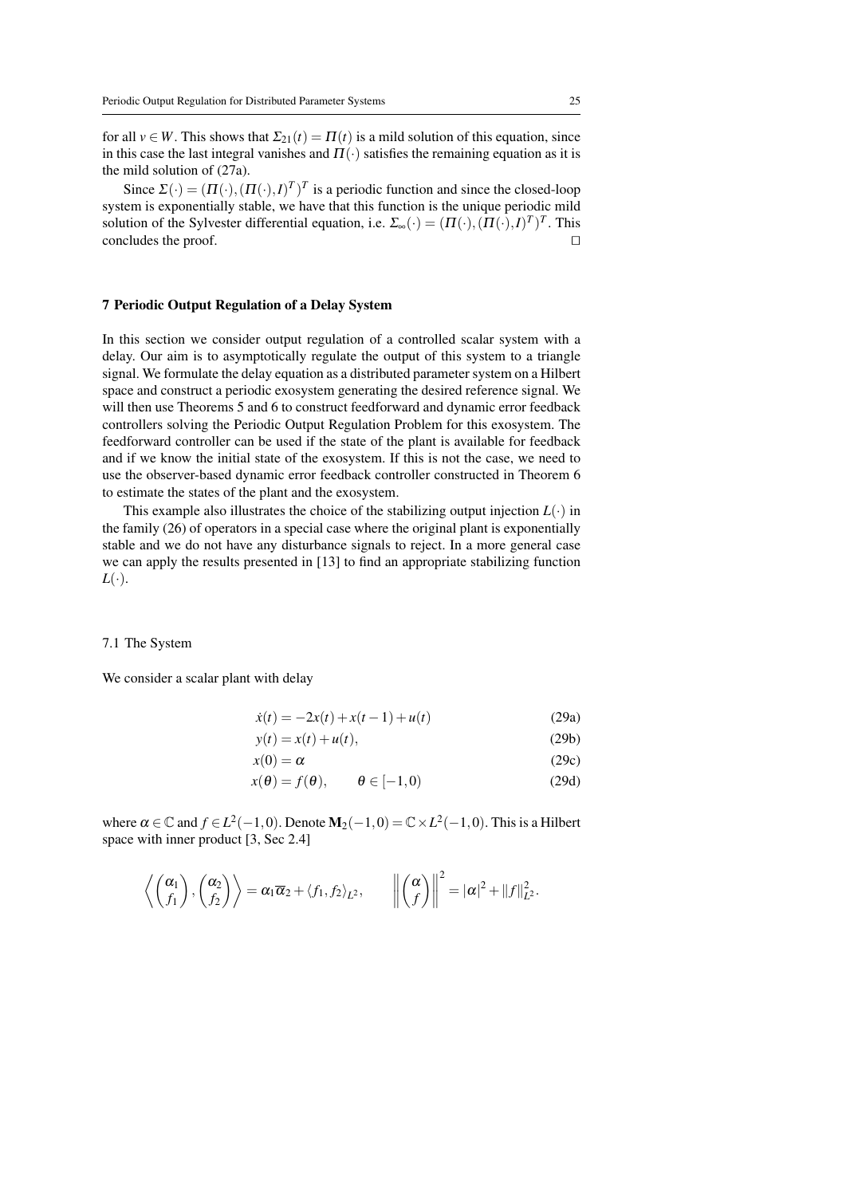for all $v \in W$. This shows that $\Sigma_{21}(t) = \Pi(t)$ is a mild solution of this equation, since in this case the last integral vanishes and $\Pi(\cdot)$ satisfies the remaining equation as it is the mild solution of (27a).

Since $\Sigma(\cdot) = (\Pi(\cdot), (\Pi(\cdot), I)^T)^T$ is a periodic function and since the closed-loop system is exponentially stable, we have that this function is the unique periodic mild solution of the Sylvester differential equation, i.e. $\Sigma_\infty(\cdot) = (\Pi(\cdot), (\Pi(\cdot), I)^T)^T$. This concludes the proof. □

## 7 Periodic Output Regulation of a Delay System

In this section we consider output regulation of a controlled scalar system with a delay. Our aim is to asymptotically regulate the output of this system to a triangle signal. We formulate the delay equation as a distributed parameter system on a Hilbert space and construct a periodic exosystem generating the desired reference signal. We will then use Theorems 5 and 6 to construct feedforward and dynamic error feedback controllers solving the Periodic Output Regulation Problem for this exosystem. The feedforward controller can be used if the state of the plant is available for feedback and if we know the initial state of the exosystem. If this is not the case, we need to use the observer-based dynamic error feedback controller constructed in Theorem 6 to estimate the states of the plant and the exosystem.

This example also illustrates the choice of the stabilizing output injection $L(\cdot)$ in the family (26) of operators in a special case where the original plant is exponentially stable and we do not have any disturbance signals to reject. In a more general case we can apply the results presented in [13] to find an appropriate stabilizing function $L(\cdot)$.

### 7.1 The System

We consider a scalar plant with delay

$$
\begin{aligned}
\dot{x}(t) &= -2x(t) + x(t-1) + u(t) && \text{(29a)}\\
y(t) &= x(t) + u(t), && \text{(29b)}\\
x(0) &= \alpha && \text{(29c)}\\
x(\theta) &= f(\theta), \qquad \theta \in [-1, 0) && \text{(29d)}
\end{aligned}
$$

where $\alpha \in \mathbb{C}$ and $f \in L^2(-1,0)$. Denote $\mathbf{M}_2(-1,0) = \mathbb{C} \times L^2(-1,0)$. This is a Hilbert space with inner product [3, Sec 2.4]

$$
\left\langle \begin{pmatrix} \alpha_1 \\ f_1 \end{pmatrix}, \begin{pmatrix} \alpha_2 \\ f_2 \end{pmatrix} \right\rangle = \alpha_1 \overline{\alpha}_2 + \langle f_1, f_2 \rangle_{L^2}, \qquad \left\| \begin{pmatrix} \alpha \\ f \end{pmatrix} \right\|^2 = |\alpha|^2 + \|f\|_{L^2}^2.
$$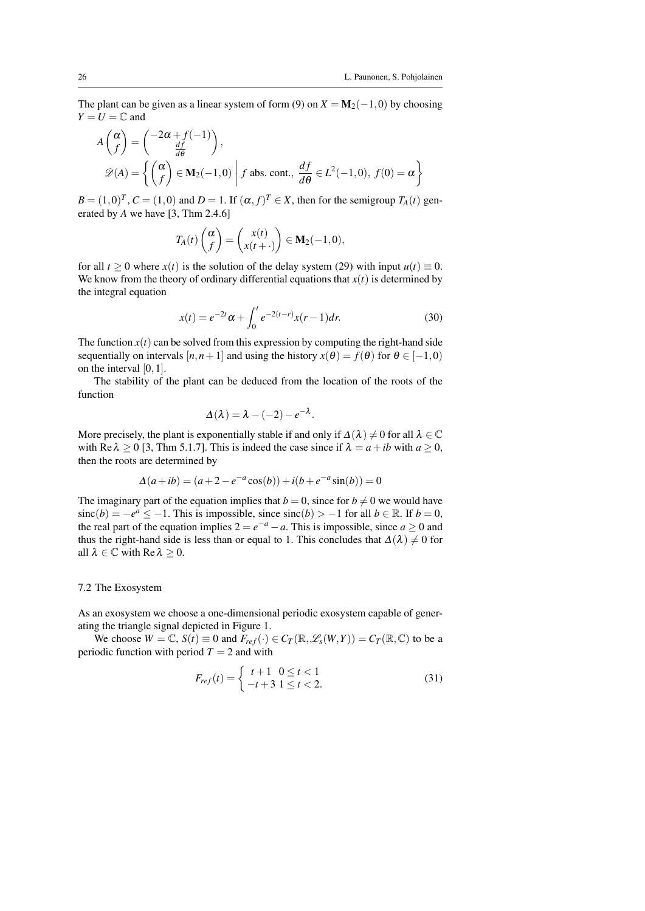The plant can be given as a linear system of form (9) on $X = \mathbf{M}_2(-1,0)$ by choosing $Y = U = \mathbb{C}$ and

$$A\begin{pmatrix}\alpha\\ f\end{pmatrix} = \begin{pmatrix}-2\alpha + f(-1)\\ \frac{df}{d\theta}\end{pmatrix},$$

$$\mathscr{D}(A) = \left\{ \begin{pmatrix}\alpha\\ f\end{pmatrix} \in \mathbf{M}_2(-1,0) \;\middle|\; f \text{ abs. cont., } \frac{df}{d\theta} \in L^2(-1,0),\ f(0) = \alpha \right\}$$

$B = (1,0)^T$, $C = (1,0)$ and $D = 1$. If $(\alpha, f)^T \in X$, then for the semigroup $T_A(t)$ generated by $A$ we have [3, Thm 2.4.6]

$$T_A(t)\begin{pmatrix}\alpha\\ f\end{pmatrix} = \begin{pmatrix}x(t)\\ x(t+\cdot)\end{pmatrix} \in \mathbf{M}_2(-1,0),$$

for all $t \geq 0$ where $x(t)$ is the solution of the delay system (29) with input $u(t) \equiv 0$. We know from the theory of ordinary differential equations that $x(t)$ is determined by the integral equation

$$x(t) = e^{-2t}\alpha + \int_0^t e^{-2(t-r)}x(r-1)dr. \tag{30}$$

The function $x(t)$ can be solved from this expression by computing the right-hand side sequentially on intervals $[n, n+1]$ and using the history $x(\theta) = f(\theta)$ for $\theta \in [-1,0)$ on the interval $[0,1]$.

The stability of the plant can be deduced from the location of the roots of the function

$$\Delta(\lambda) = \lambda - (-2) - e^{-\lambda}.$$

More precisely, the plant is exponentially stable if and only if $\Delta(\lambda) \neq 0$ for all $\lambda \in \mathbb{C}$ with $\operatorname{Re}\lambda \geq 0$ [3, Thm 5.1.7]. This is indeed the case since if $\lambda = a + ib$ with $a \geq 0$, then the roots are determined by

$$\Delta(a+ib) = (a + 2 - e^{-a}\cos(b)) + i(b + e^{-a}\sin(b)) = 0$$

The imaginary part of the equation implies that $b = 0$, since for $b \neq 0$ we would have $\operatorname{sinc}(b) = -e^a \leq -1$. This is impossible, since $\operatorname{sinc}(b) > -1$ for all $b \in \mathbb{R}$. If $b = 0$, the real part of the equation implies $2 = e^{-a} - a$. This is impossible, since $a \geq 0$ and thus the right-hand side is less than or equal to 1. This concludes that $\Delta(\lambda) \neq 0$ for all $\lambda \in \mathbb{C}$ with $\operatorname{Re}\lambda \geq 0$.

### 7.2 The Exosystem

As an exosystem we choose a one-dimensional periodic exosystem capable of generating the triangle signal depicted in Figure 1.

We choose $W = \mathbb{C}$, $S(t) \equiv 0$ and $F_{ref}(\cdot) \in C_T(\mathbb{R}, \mathscr{L}_s(W,Y)) = C_T(\mathbb{R}, \mathbb{C})$ to be a periodic function with period $T = 2$ and with

$$F_{ref}(t) = \begin{cases} t+1 & 0 \leq t < 1 \\ -t+3 & 1 \leq t < 2. \end{cases} \tag{31}$$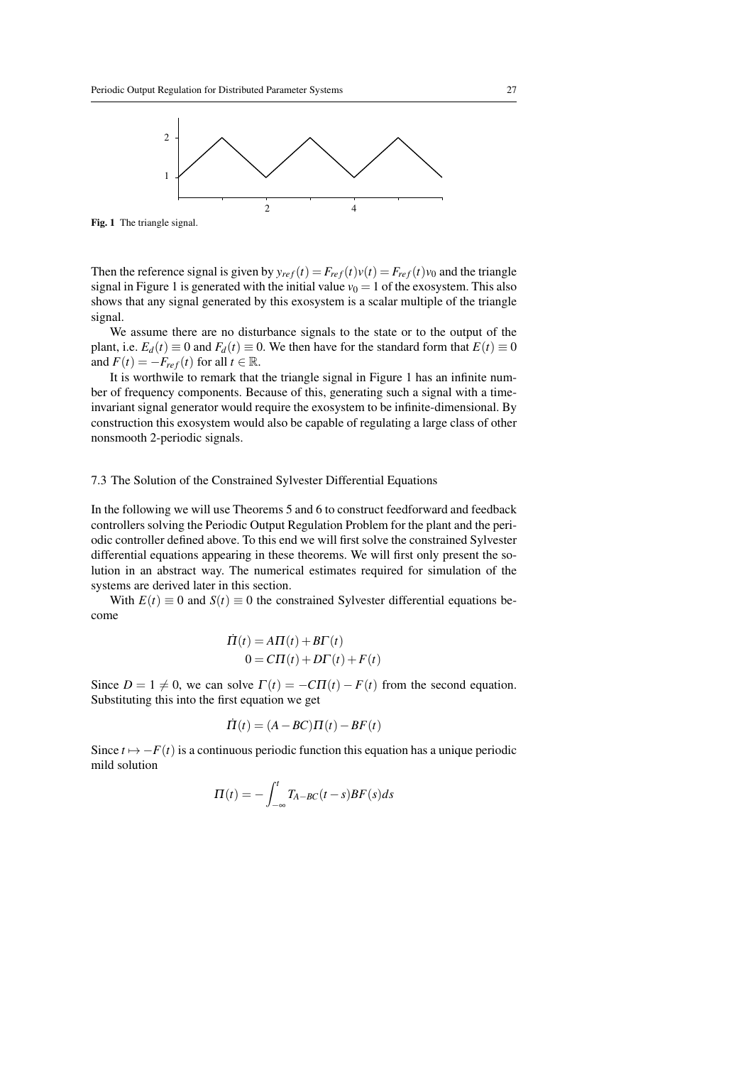**Fig. 1** The triangle signal.

Then the reference signal is given by $y_{ref}(t) = F_{ref}(t)v(t) = F_{ref}(t)v_0$ and the triangle signal in Figure 1 is generated with the initial value $v_0 = 1$ of the exosystem. This also shows that any signal generated by this exosystem is a scalar multiple of the triangle signal.

We assume there are no disturbance signals to the state or to the output of the plant, i.e. $E_d(t) \equiv 0$ and $F_d(t) \equiv 0$. We then have for the standard form that $E(t) \equiv 0$ and $F(t) = -F_{ref}(t)$ for all $t \in \mathbb{R}$.

It is worthwile to remark that the triangle signal in Figure 1 has an infinite number of frequency components. Because of this, generating such a signal with a time-invariant signal generator would require the exosystem to be infinite-dimensional. By construction this exosystem would also be capable of regulating a large class of other nonsmooth 2-periodic signals.

### 7.3 The Solution of the Constrained Sylvester Differential Equations

In the following we will use Theorems 5 and 6 to construct feedforward and feedback controllers solving the Periodic Output Regulation Problem for the plant and the periodic controller defined above. To this end we will first solve the constrained Sylvester differential equations appearing in these theorems. We will first only present the solution in an abstract way. The numerical estimates required for simulation of the systems are derived later in this section.

With $E(t) \equiv 0$ and $S(t) \equiv 0$ the constrained Sylvester differential equations become

$$\dot{\Pi}(t) = A\Pi(t) + B\Gamma(t)$$
$$0 = C\Pi(t) + D\Gamma(t) + F(t)$$

Since $D = 1 \neq 0$, we can solve $\Gamma(t) = -C\Pi(t) - F(t)$ from the second equation. Substituting this into the first equation we get

$$\dot{\Pi}(t) = (A - BC)\Pi(t) - BF(t)$$

Since $t \mapsto -F(t)$ is a continuous periodic function this equation has a unique periodic mild solution

$$\Pi(t) = -\int_{-\infty}^{t} T_{A-BC}(t-s)BF(s)ds$$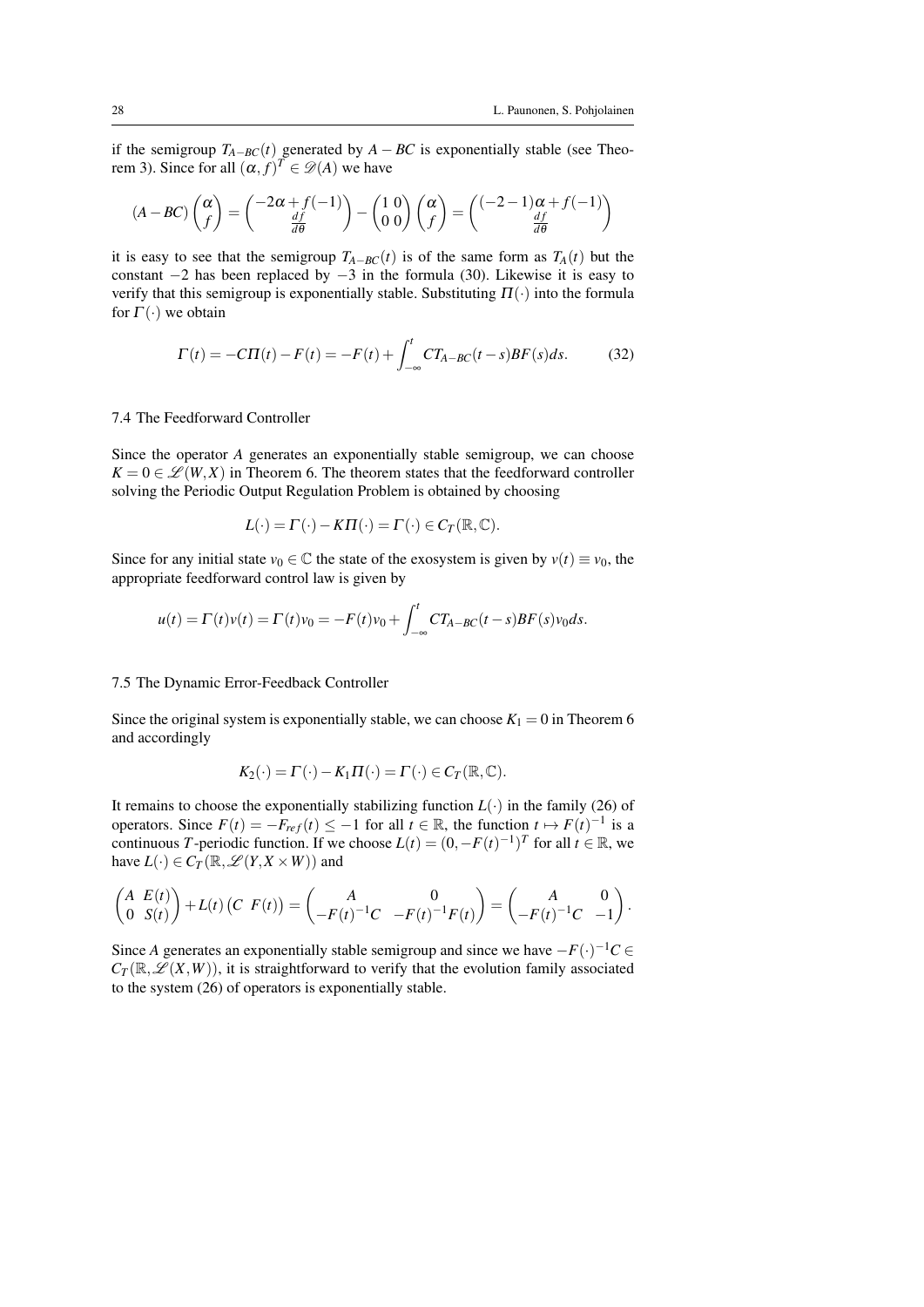if the semigroup $T_{A-BC}(t)$ generated by $A-BC$ is exponentially stable (see Theorem 3). Since for all $(\alpha, f)^T \in \mathscr{D}(A)$ we have

$$(A-BC)\begin{pmatrix}\alpha\\ f\end{pmatrix} = \begin{pmatrix}-2\alpha + f(-1)\\ \frac{df}{d\theta}\end{pmatrix} - \begin{pmatrix}1 & 0\\ 0 & 0\end{pmatrix}\begin{pmatrix}\alpha\\ f\end{pmatrix} = \begin{pmatrix}(-2-1)\alpha + f(-1)\\ \frac{df}{d\theta}\end{pmatrix}$$

it is easy to see that the semigroup $T_{A-BC}(t)$ is of the same form as $T_A(t)$ but the constant $-2$ has been replaced by $-3$ in the formula (30). Likewise it is easy to verify that this semigroup is exponentially stable. Substituting $\Pi(\cdot)$ into the formula for $\Gamma(\cdot)$ we obtain

$$\Gamma(t) = -C\Pi(t) - F(t) = -F(t) + \int_{-\infty}^{t} CT_{A-BC}(t-s)BF(s)ds. \tag{32}$$

### 7.4 The Feedforward Controller

Since the operator $A$ generates an exponentially stable semigroup, we can choose $K = 0 \in \mathscr{L}(W,X)$ in Theorem 6. The theorem states that the feedforward controller solving the Periodic Output Regulation Problem is obtained by choosing

$$L(\cdot) = \Gamma(\cdot) - K\Pi(\cdot) = \Gamma(\cdot) \in C_T(\mathbb{R},\mathbb{C}).$$

Since for any initial state $v_0 \in \mathbb{C}$ the state of the exosystem is given by $v(t) \equiv v_0$, the appropriate feedforward control law is given by

$$u(t) = \Gamma(t)v(t) = \Gamma(t)v_0 = -F(t)v_0 + \int_{-\infty}^{t} CT_{A-BC}(t-s)BF(s)v_0 ds.$$

### 7.5 The Dynamic Error-Feedback Controller

Since the original system is exponentially stable, we can choose $K_1 = 0$ in Theorem 6 and accordingly

$$K_2(\cdot) = \Gamma(\cdot) - K_1\Pi(\cdot) = \Gamma(\cdot) \in C_T(\mathbb{R},\mathbb{C}).$$

It remains to choose the exponentially stabilizing function $L(\cdot)$ in the family (26) of operators. Since $F(t) = -F_{ref}(t) \leq -1$ for all $t \in \mathbb{R}$, the function $t \mapsto F(t)^{-1}$ is a continuous $T$-periodic function. If we choose $L(t) = (0, -F(t)^{-1})^T$ for all $t \in \mathbb{R}$, we have $L(\cdot) \in C_T(\mathbb{R}, \mathscr{L}(Y, X \times W))$ and

$$\begin{pmatrix}A & E(t)\\ 0 & S(t)\end{pmatrix} + L(t)\begin{pmatrix}C & F(t)\end{pmatrix} = \begin{pmatrix}A & 0\\ -F(t)^{-1}C & -F(t)^{-1}F(t)\end{pmatrix} = \begin{pmatrix}A & 0\\ -F(t)^{-1}C & -1\end{pmatrix}.$$

Since $A$ generates an exponentially stable semigroup and since we have $-F(\cdot)^{-1}C \in C_T(\mathbb{R}, \mathscr{L}(X,W))$, it is straightforward to verify that the evolution family associated to the system (26) of operators is exponentially stable.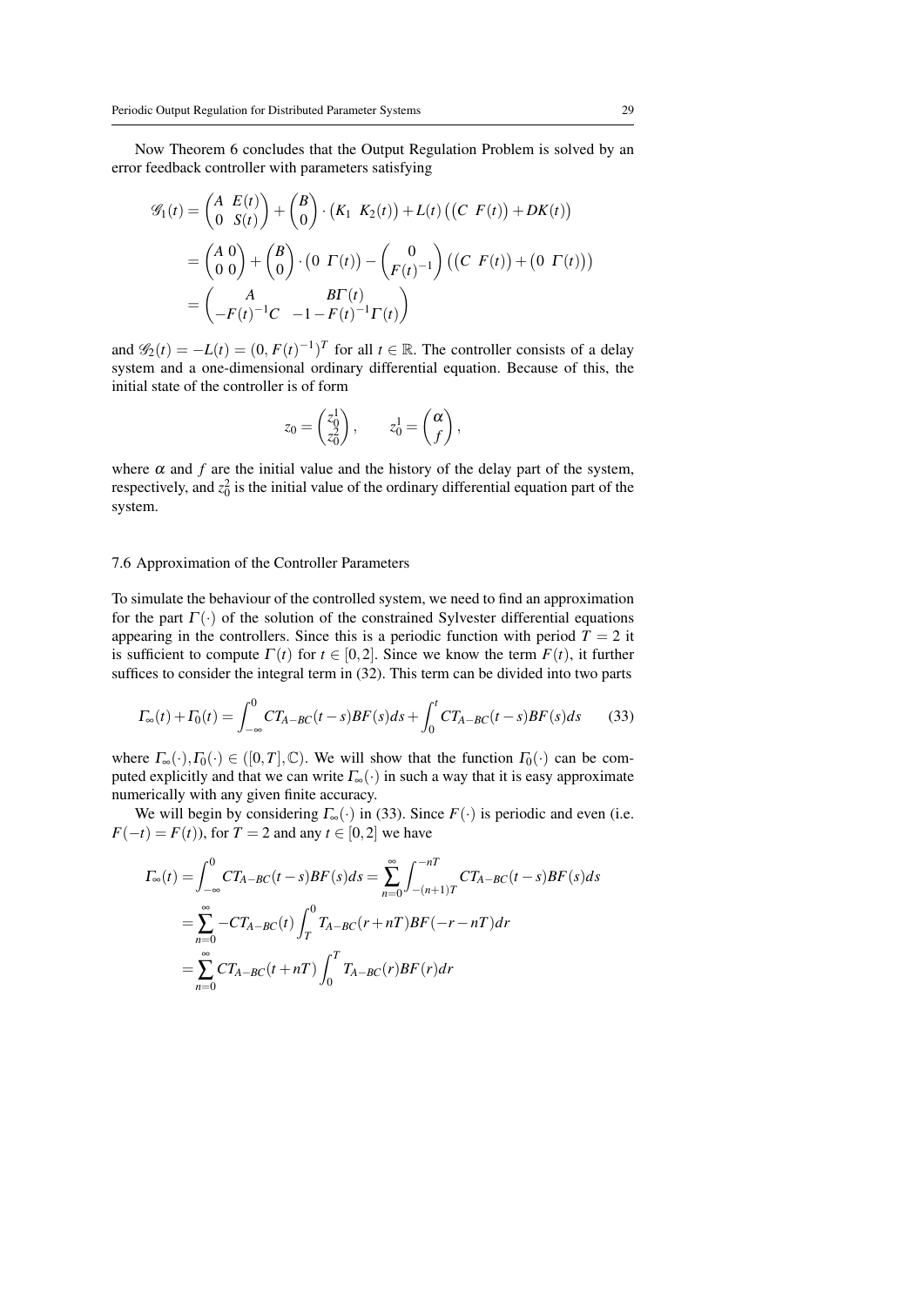Now Theorem 6 concludes that the Output Regulation Problem is solved by an error feedback controller with parameters satisfying

$$
\begin{aligned}
\mathscr{G}_1(t) &= \begin{pmatrix} A & E(t) \\ 0 & S(t) \end{pmatrix} + \begin{pmatrix} B \\ 0 \end{pmatrix} \cdot \begin{pmatrix} K_1 & K_2(t) \end{pmatrix} + L(t)\left( \begin{pmatrix} C & F(t) \end{pmatrix} + DK(t) \right) \\
&= \begin{pmatrix} A & 0 \\ 0 & 0 \end{pmatrix} + \begin{pmatrix} B \\ 0 \end{pmatrix} \cdot \begin{pmatrix} 0 & \Gamma(t) \end{pmatrix} - \begin{pmatrix} 0 \\ F(t)^{-1} \end{pmatrix} \left( \begin{pmatrix} C & F(t) \end{pmatrix} + \begin{pmatrix} 0 & \Gamma(t) \end{pmatrix} \right) \\
&= \begin{pmatrix} A & B\Gamma(t) \\ -F(t)^{-1}C & -1 - F(t)^{-1}\Gamma(t) \end{pmatrix}
\end{aligned}
$$

and $\mathscr{G}_2(t) = -L(t) = (0, F(t)^{-1})^T$ for all $t \in \mathbb{R}$. The controller consists of a delay system and a one-dimensional ordinary differential equation. Because of this, the initial state of the controller is of form

$$
z_0 = \begin{pmatrix} z_0^1 \\ z_0^2 \end{pmatrix}, \qquad z_0^1 = \begin{pmatrix} \alpha \\ f \end{pmatrix},
$$

where $\alpha$ and $f$ are the initial value and the history of the delay part of the system, respectively, and $z_0^2$ is the initial value of the ordinary differential equation part of the system.

### 7.6 Approximation of the Controller Parameters

To simulate the behaviour of the controlled system, we need to find an approximation for the part $\Gamma(\cdot)$ of the solution of the constrained Sylvester differential equations appearing in the controllers. Since this is a periodic function with period $T = 2$ it is sufficient to compute $\Gamma(t)$ for $t \in [0,2]$. Since we know the term $F(t)$, it further suffices to consider the integral term in (32). This term can be divided into two parts

$$
\Gamma_\infty(t) + \Gamma_0(t) = \int_{-\infty}^{0} CT_{A-BC}(t-s)BF(s)ds + \int_0^t CT_{A-BC}(t-s)BF(s)ds \qquad (33)
$$

where $\Gamma_\infty(\cdot), \Gamma_0(\cdot) \in ([0,T], \mathbb{C})$. We will show that the function $\Gamma_0(\cdot)$ can be computed explicitly and that we can write $\Gamma_\infty(\cdot)$ in such a way that it is easy approximate numerically with any given finite accuracy.

We will begin by considering $\Gamma_\infty(\cdot)$ in (33). Since $F(\cdot)$ is periodic and even (i.e. $F(-t) = F(t)$), for $T = 2$ and any $t \in [0,2]$ we have

$$
\begin{aligned}
\Gamma_\infty(t) &= \int_{-\infty}^{0} CT_{A-BC}(t-s)BF(s)ds = \sum_{n=0}^{\infty} \int_{-(n+1)T}^{-nT} CT_{A-BC}(t-s)BF(s)ds \\
&= \sum_{n=0}^{\infty} -CT_{A-BC}(t) \int_T^0 T_{A-BC}(r+nT)BF(-r-nT)dr \\
&= \sum_{n=0}^{\infty} CT_{A-BC}(t+nT) \int_0^T T_{A-BC}(r)BF(r)dr
\end{aligned}
$$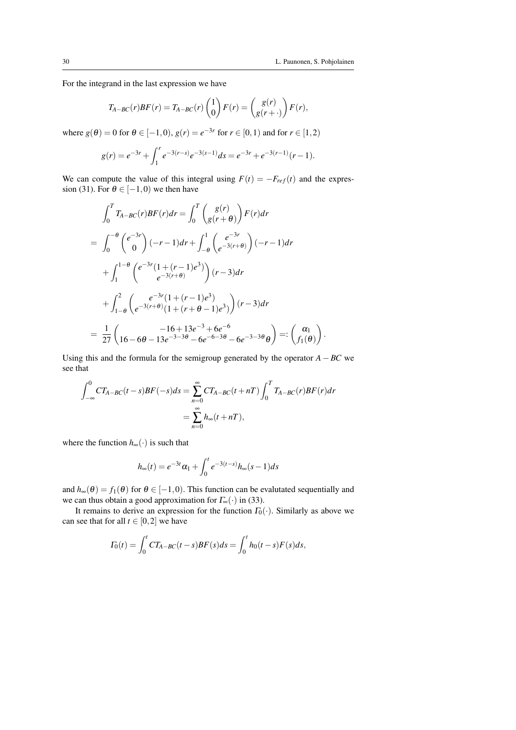For the integrand in the last expression we have

$$T_{A-BC}(r)BF(r) = T_{A-BC}(r)\begin{pmatrix}1\\0\end{pmatrix}F(r) = \begin{pmatrix}g(r)\\g(r+\cdot)\end{pmatrix}F(r),$$

where $g(\theta) = 0$ for $\theta \in [-1,0)$, $g(r) = e^{-3r}$ for $r \in [0,1)$ and for $r \in [1,2)$

$$g(r) = e^{-3r} + \int_1^r e^{-3(r-s)}e^{-3(s-1)}ds = e^{-3r} + e^{-3(r-1)}(r-1).$$

We can compute the value of this integral using $F(t) = -F_{ref}(t)$ and the expression (31). For $\theta \in [-1,0)$ we then have

$$\begin{aligned}
&\int_0^T T_{A-BC}(r)BF(r)dr = \int_0^T \begin{pmatrix}g(r)\\g(r+\theta)\end{pmatrix}F(r)dr\\
&= \int_0^{-\theta}\begin{pmatrix}e^{-3r}\\0\end{pmatrix}(-r-1)dr + \int_{-\theta}^1\begin{pmatrix}e^{-3r}\\e^{-3(r+\theta)}\end{pmatrix}(-r-1)dr\\
&\quad + \int_1^{1-\theta}\begin{pmatrix}e^{-3r}(1+(r-1)e^3)\\e^{-3(r+\theta)}\end{pmatrix}(r-3)dr\\
&\quad + \int_{1-\theta}^2\begin{pmatrix}e^{-3r}(1+(r-1)e^3)\\e^{-3(r+\theta)}(1+(r+\theta-1)e^3)\end{pmatrix}(r-3)dr\\
&= \frac{1}{27}\begin{pmatrix}-16+13e^{-3}+6e^{-6}\\16-6\theta-13e^{-3-3\theta}-6e^{-6-3\theta}-6e^{-3-3\theta}\theta\end{pmatrix} =: \begin{pmatrix}\alpha_1\\f_1(\theta)\end{pmatrix}.
\end{aligned}$$

Using this and the formula for the semigroup generated by the operator $A-BC$ we see that

$$\begin{aligned}
\int_{-\infty}^0 CT_{A-BC}(t-s)BF(-s)ds &= \sum_{n=0}^{\infty} CT_{A-BC}(t+nT)\int_0^T T_{A-BC}(r)BF(r)dr\\
&= \sum_{n=0}^{\infty} h_\infty(t+nT),
\end{aligned}$$

where the function $h_\infty(\cdot)$ is such that

$$h_\infty(t) = e^{-3t}\alpha_1 + \int_0^t e^{-3(t-s)}h_\infty(s-1)ds$$

and $h_\infty(\theta) = f_1(\theta)$ for $\theta \in [-1,0)$. This function can be evalutated sequentially and we can thus obtain a good approximation for $\Gamma_\infty(\cdot)$ in (33).

It remains to derive an expression for the function $\Gamma_0(\cdot)$. Similarly as above we can see that for all $t \in [0,2]$ we have

$$\Gamma_0(t) = \int_0^t CT_{A-BC}(t-s)BF(s)ds = \int_0^t h_0(t-s)F(s)ds,$$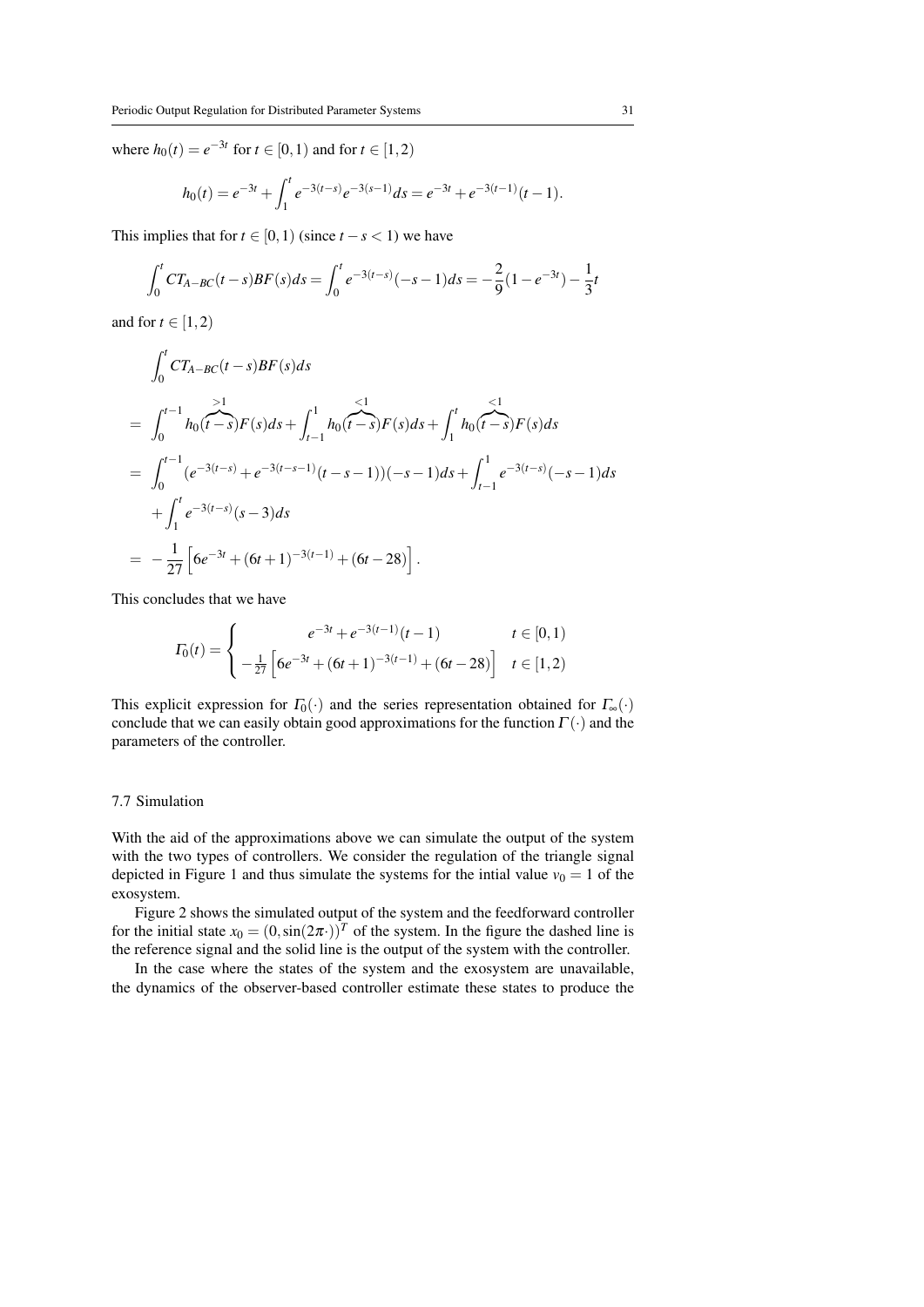where $h_0(t) = e^{-3t}$ for $t \in [0,1)$ and for $t \in [1,2)$

$$h_0(t) = e^{-3t} + \int_1^t e^{-3(t-s)} e^{-3(s-1)} ds = e^{-3t} + e^{-3(t-1)}(t-1).$$

This implies that for $t \in [0,1)$ (since $t-s<1$) we have

$$\int_0^t CT_{A-BC}(t-s)BF(s)ds = \int_0^t e^{-3(t-s)}(-s-1)ds = -\frac{2}{9}(1-e^{-3t}) - \frac{1}{3}t$$

and for $t \in [1,2)$

$$\begin{aligned}
&\int_0^t CT_{A-BC}(t-s)BF(s)ds \\
&= \int_0^{t-1} h_0(\overbrace{t-s}^{>1})F(s)ds + \int_{t-1}^1 h_0(\overbrace{t-s}^{<1})F(s)ds + \int_1^t h_0(\overbrace{t-s}^{<1})F(s)ds \\
&= \int_0^{t-1} (e^{-3(t-s)} + e^{-3(t-s-1)}(t-s-1))(-s-1)ds + \int_{t-1}^1 e^{-3(t-s)}(-s-1)ds \\
&\quad + \int_1^t e^{-3(t-s)}(s-3)ds \\
&= -\frac{1}{27}\left[6e^{-3t} + (6t+1)^{-3(t-1)} + (6t-28)\right].
\end{aligned}$$

This concludes that we have

$$\Gamma_0(t) = \begin{cases} e^{-3t} + e^{-3(t-1)}(t-1) & t \in [0,1) \\ -\frac{1}{27}\left[6e^{-3t} + (6t+1)^{-3(t-1)} + (6t-28)\right] & t \in [1,2) \end{cases}$$

This explicit expression for $\Gamma_0(\cdot)$ and the series representation obtained for $\Gamma_\infty(\cdot)$ conclude that we can easily obtain good approximations for the function $\Gamma(\cdot)$ and the parameters of the controller.

## 7.7 Simulation

With the aid of the approximations above we can simulate the output of the system with the two types of controllers. We consider the regulation of the triangle signal depicted in Figure 1 and thus simulate the systems for the intial value $v_0 = 1$ of the exosystem.

Figure 2 shows the simulated output of the system and the feedforward controller for the initial state $x_0 = (0, \sin(2\pi\cdot))^T$ of the system. In the figure the dashed line is the reference signal and the solid line is the output of the system with the controller.

In the case where the states of the system and the exosystem are unavailable, the dynamics of the observer-based controller estimate these states to produce the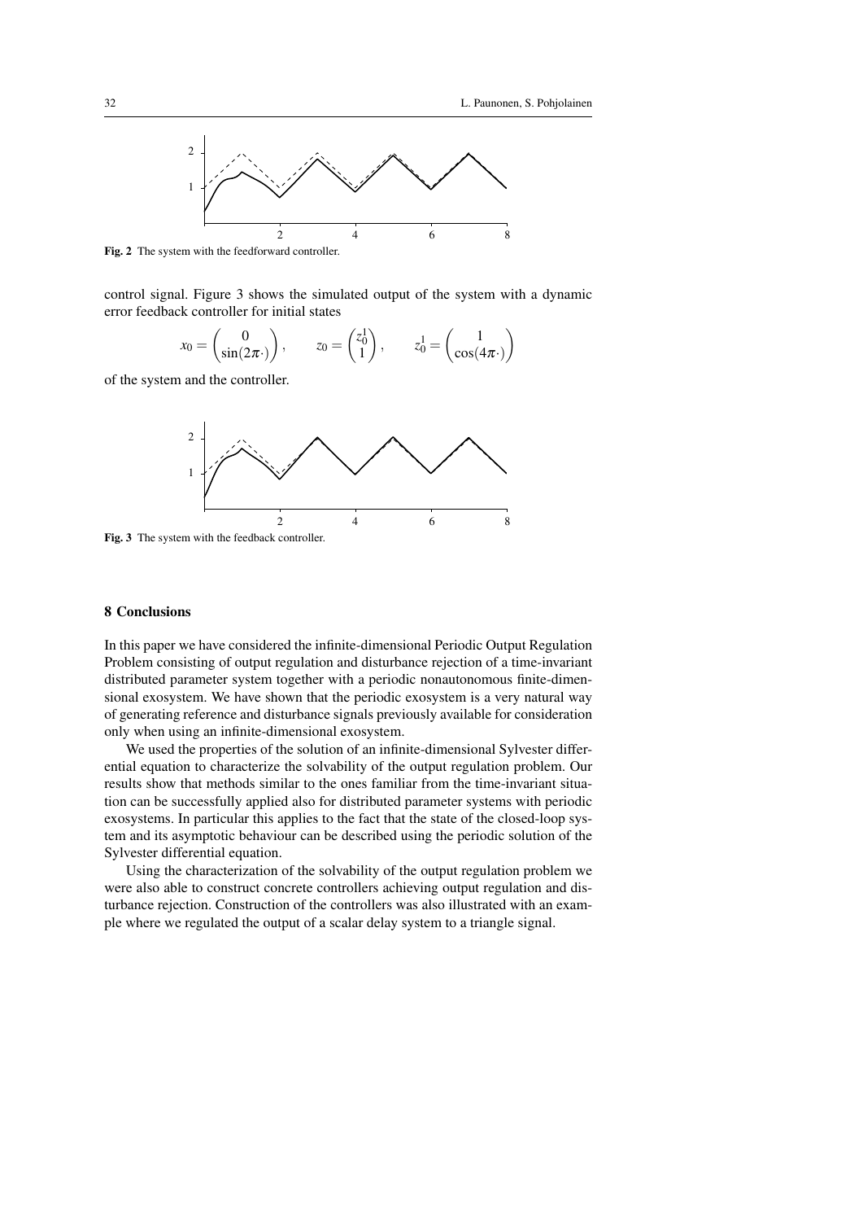Fig. 2 The system with the feedforward controller.

control signal. Figure 3 shows the simulated output of the system with a dynamic error feedback controller for initial states

$$x_0 = \begin{pmatrix} 0 \\ \sin(2\pi\cdot) \end{pmatrix}, \qquad z_0 = \begin{pmatrix} z_0^1 \\ 1 \end{pmatrix}, \qquad z_0^1 = \begin{pmatrix} 1 \\ \cos(4\pi\cdot) \end{pmatrix}$$

of the system and the controller.

Fig. 3 The system with the feedback controller.

## 8 Conclusions

In this paper we have considered the infinite-dimensional Periodic Output Regulation Problem consisting of output regulation and disturbance rejection of a time-invariant distributed parameter system together with a periodic nonautonomous finite-dimensional exosystem. We have shown that the periodic exosystem is a very natural way of generating reference and disturbance signals previously available for consideration only when using an infinite-dimensional exosystem.

We used the properties of the solution of an infinite-dimensional Sylvester differential equation to characterize the solvability of the output regulation problem. Our results show that methods similar to the ones familiar from the time-invariant situation can be successfully applied also for distributed parameter systems with periodic exosystems. In particular this applies to the fact that the state of the closed-loop system and its asymptotic behaviour can be described using the periodic solution of the Sylvester differential equation.

Using the characterization of the solvability of the output regulation problem we were also able to construct concrete controllers achieving output regulation and disturbance rejection. Construction of the controllers was also illustrated with an example where we regulated the output of a scalar delay system to a triangle signal.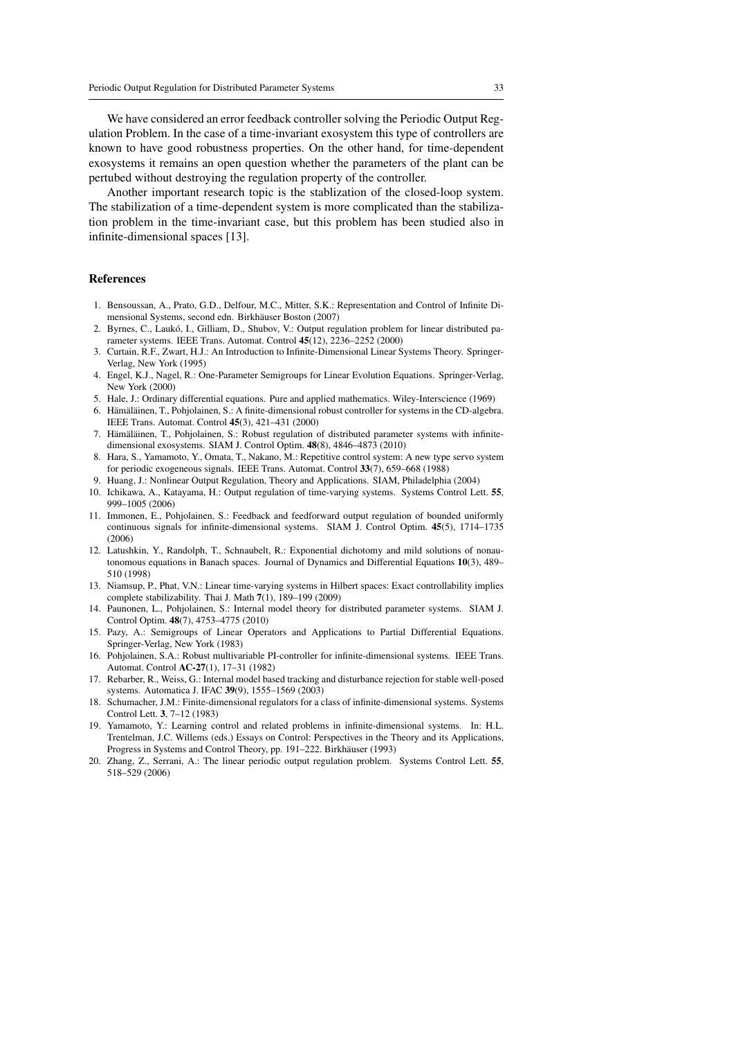We have considered an error feedback controller solving the Periodic Output Regulation Problem. In the case of a time-invariant exosystem this type of controllers are known to have good robustness properties. On the other hand, for time-dependent exosystems it remains an open question whether the parameters of the plant can be pertubed without destroying the regulation property of the controller.

Another important research topic is the stablization of the closed-loop system. The stabilization of a time-dependent system is more complicated than the stabilization problem in the time-invariant case, but this problem has been studied also in infinite-dimensional spaces [13].

## References

1. Bensoussan, A., Prato, G.D., Delfour, M.C., Mitter, S.K.: Representation and Control of Infinite Dimensional Systems, second edn. Birkhäuser Boston (2007)
2. Byrnes, C., Laukó, I., Gilliam, D., Shubov, V.: Output regulation problem for linear distributed parameter systems. IEEE Trans. Automat. Control **45**(12), 2236–2252 (2000)
3. Curtain, R.F., Zwart, H.J.: An Introduction to Infinite-Dimensional Linear Systems Theory. Springer-Verlag, New York (1995)
4. Engel, K.J., Nagel, R.: One-Parameter Semigroups for Linear Evolution Equations. Springer-Verlag, New York (2000)
5. Hale, J.: Ordinary differential equations. Pure and applied mathematics. Wiley-Interscience (1969)
6. Hämäläinen, T., Pohjolainen, S.: A finite-dimensional robust controller for systems in the CD-algebra. IEEE Trans. Automat. Control **45**(3), 421–431 (2000)
7. Hämäläinen, T., Pohjolainen, S.: Robust regulation of distributed parameter systems with infinite-dimensional exosystems. SIAM J. Control Optim. **48**(8), 4846–4873 (2010)
8. Hara, S., Yamamoto, Y., Omata, T., Nakano, M.: Repetitive control system: A new type servo system for periodic exogeneous signals. IEEE Trans. Automat. Control **33**(7), 659–668 (1988)
9. Huang, J.: Nonlinear Output Regulation, Theory and Applications. SIAM, Philadelphia (2004)
10. Ichikawa, A., Katayama, H.: Output regulation of time-varying systems. Systems Control Lett. **55**, 999–1005 (2006)
11. Immonen, E., Pohjolainen, S.: Feedback and feedforward output regulation of bounded uniformly continuous signals for infinite-dimensional systems. SIAM J. Control Optim. **45**(5), 1714–1735 (2006)
12. Latushkin, Y., Randolph, T., Schnaubelt, R.: Exponential dichotomy and mild solutions of nonautonomous equations in Banach spaces. Journal of Dynamics and Differential Equations **10**(3), 489–510 (1998)
13. Niamsup, P., Phat, V.N.: Linear time-varying systems in Hilbert spaces: Exact controllability implies complete stabilizability. Thai J. Math **7**(1), 189–199 (2009)
14. Paunonen, L., Pohjolainen, S.: Internal model theory for distributed parameter systems. SIAM J. Control Optim. **48**(7), 4753–4775 (2010)
15. Pazy, A.: Semigroups of Linear Operators and Applications to Partial Differential Equations. Springer-Verlag, New York (1983)
16. Pohjolainen, S.A.: Robust multivariable PI-controller for infinite-dimensional systems. IEEE Trans. Automat. Control **AC-27**(1), 17–31 (1982)
17. Rebarber, R., Weiss, G.: Internal model based tracking and disturbance rejection for stable well-posed systems. Automatica J. IFAC **39**(9), 1555–1569 (2003)
18. Schumacher, J.M.: Finite-dimensional regulators for a class of infinite-dimensional systems. Systems Control Lett. **3**, 7–12 (1983)
19. Yamamoto, Y.: Learning control and related problems in infinite-dimensional systems. In: H.L. Trentelman, J.C. Willems (eds.) Essays on Control: Perspectives in the Theory and its Applications, Progress in Systems and Control Theory, pp. 191–222. Birkhäuser (1993)
20. Zhang, Z., Serrani, A.: The linear periodic output regulation problem. Systems Control Lett. **55**, 518–529 (2006)